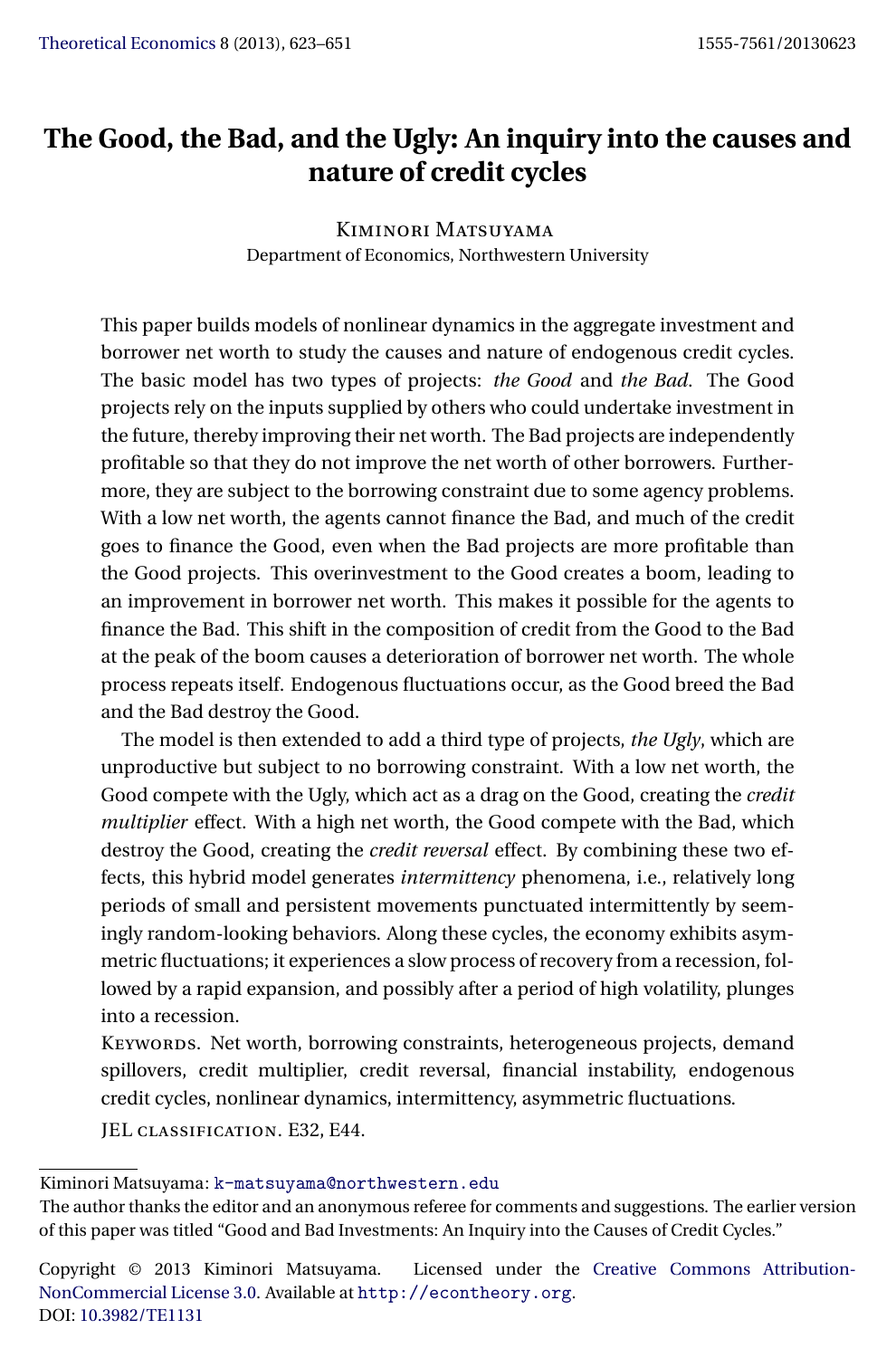# The Good, the Bad, and the Ugly: An inquiry into the causes and nature of credit cycles

Kiminori Matsuyama
Department of Economics, Northwestern University

This paper builds models of nonlinear dynamics in the aggregate investment and borrower net worth to study the causes and nature of endogenous credit cycles. The basic model has two types of projects: *the Good* and *the Bad*. The Good projects rely on the inputs supplied by others who could undertake investment in the future, thereby improving their net worth. The Bad projects are independently profitable so that they do not improve the net worth of other borrowers. Furthermore, they are subject to the borrowing constraint due to some agency problems. With a low net worth, the agents cannot finance the Bad, and much of the credit goes to finance the Good, even when the Bad projects are more profitable than the Good projects. This overinvestment to the Good creates a boom, leading to an improvement in borrower net worth. This makes it possible for the agents to finance the Bad. This shift in the composition of credit from the Good to the Bad at the peak of the boom causes a deterioration of borrower net worth. The whole process repeats itself. Endogenous fluctuations occur, as the Good breed the Bad and the Bad destroy the Good.

The model is then extended to add a third type of projects, *the Ugly*, which are unproductive but subject to no borrowing constraint. With a low net worth, the Good compete with the Ugly, which act as a drag on the Good, creating the *credit multiplier* effect. With a high net worth, the Good compete with the Bad, which destroy the Good, creating the *credit reversal* effect. By combining these two effects, this hybrid model generates *intermittency* phenomena, i.e., relatively long periods of small and persistent movements punctuated intermittently by seemingly random-looking behaviors. Along these cycles, the economy exhibits asymmetric fluctuations; it experiences a slow process of recovery from a recession, followed by a rapid expansion, and possibly after a period of high volatility, plunges into a recession.

Keywords. Net worth, borrowing constraints, heterogeneous projects, demand spillovers, credit multiplier, credit reversal, financial instability, endogenous credit cycles, nonlinear dynamics, intermittency, asymmetric fluctuations.

JEL classification. E32, E44.

---

Kiminori Matsuyama: k-matsuyama@northwestern.edu

The author thanks the editor and an anonymous referee for comments and suggestions. The earlier version of this paper was titled "Good and Bad Investments: An Inquiry into the Causes of Credit Cycles."

Copyright © 2013 Kiminori Matsuyama. Licensed under the Creative Commons Attribution-NonCommercial License 3.0. Available at http://econtheory.org.
DOI: 10.3982/TE1131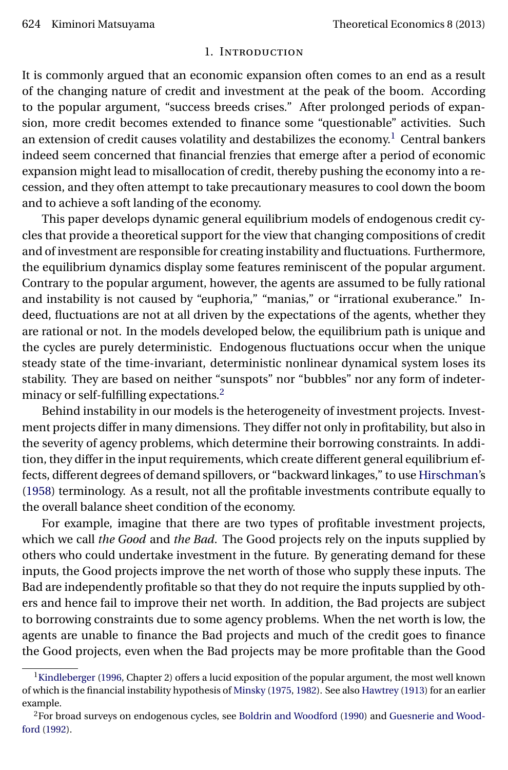## 1. Introduction

It is commonly argued that an economic expansion often comes to an end as a result of the changing nature of credit and investment at the peak of the boom. According to the popular argument, "success breeds crises." After prolonged periods of expansion, more credit becomes extended to finance some "questionable" activities. Such an extension of credit causes volatility and destabilizes the economy.[1] Central bankers indeed seem concerned that financial frenzies that emerge after a period of economic expansion might lead to misallocation of credit, thereby pushing the economy into a recession, and they often attempt to take precautionary measures to cool down the boom and to achieve a soft landing of the economy.

This paper develops dynamic general equilibrium models of endogenous credit cycles that provide a theoretical support for the view that changing compositions of credit and of investment are responsible for creating instability and fluctuations. Furthermore, the equilibrium dynamics display some features reminiscent of the popular argument. Contrary to the popular argument, however, the agents are assumed to be fully rational and instability is not caused by "euphoria," "manias," or "irrational exuberance." Indeed, fluctuations are not at all driven by the expectations of the agents, whether they are rational or not. In the models developed below, the equilibrium path is unique and the cycles are purely deterministic. Endogenous fluctuations occur when the unique steady state of the time-invariant, deterministic nonlinear dynamical system loses its stability. They are based on neither "sunspots" nor "bubbles" nor any form of indeterminacy or self-fulfilling expectations.[2]

Behind instability in our models is the heterogeneity of investment projects. Investment projects differ in many dimensions. They differ not only in profitability, but also in the severity of agency problems, which determine their borrowing constraints. In addition, they differ in the input requirements, which create different general equilibrium effects, different degrees of demand spillovers, or "backward linkages," to use Hirschman's (1958) terminology. As a result, not all the profitable investments contribute equally to the overall balance sheet condition of the economy.

For example, imagine that there are two types of profitable investment projects, which we call *the Good* and *the Bad*. The Good projects rely on the inputs supplied by others who could undertake investment in the future. By generating demand for these inputs, the Good projects improve the net worth of those who supply these inputs. The Bad are independently profitable so that they do not require the inputs supplied by others and hence fail to improve their net worth. In addition, the Bad projects are subject to borrowing constraints due to some agency problems. When the net worth is low, the agents are unable to finance the Bad projects and much of the credit goes to finance the Good projects, even when the Bad projects may be more profitable than the Good

---

[1] Kindleberger (1996, Chapter 2) offers a lucid exposition of the popular argument, the most well known of which is the financial instability hypothesis of Minsky (1975, 1982). See also Hawtrey (1913) for an earlier example.

[2] For broad surveys on endogenous cycles, see Boldrin and Woodford (1990) and Guesnerie and Woodford (1992).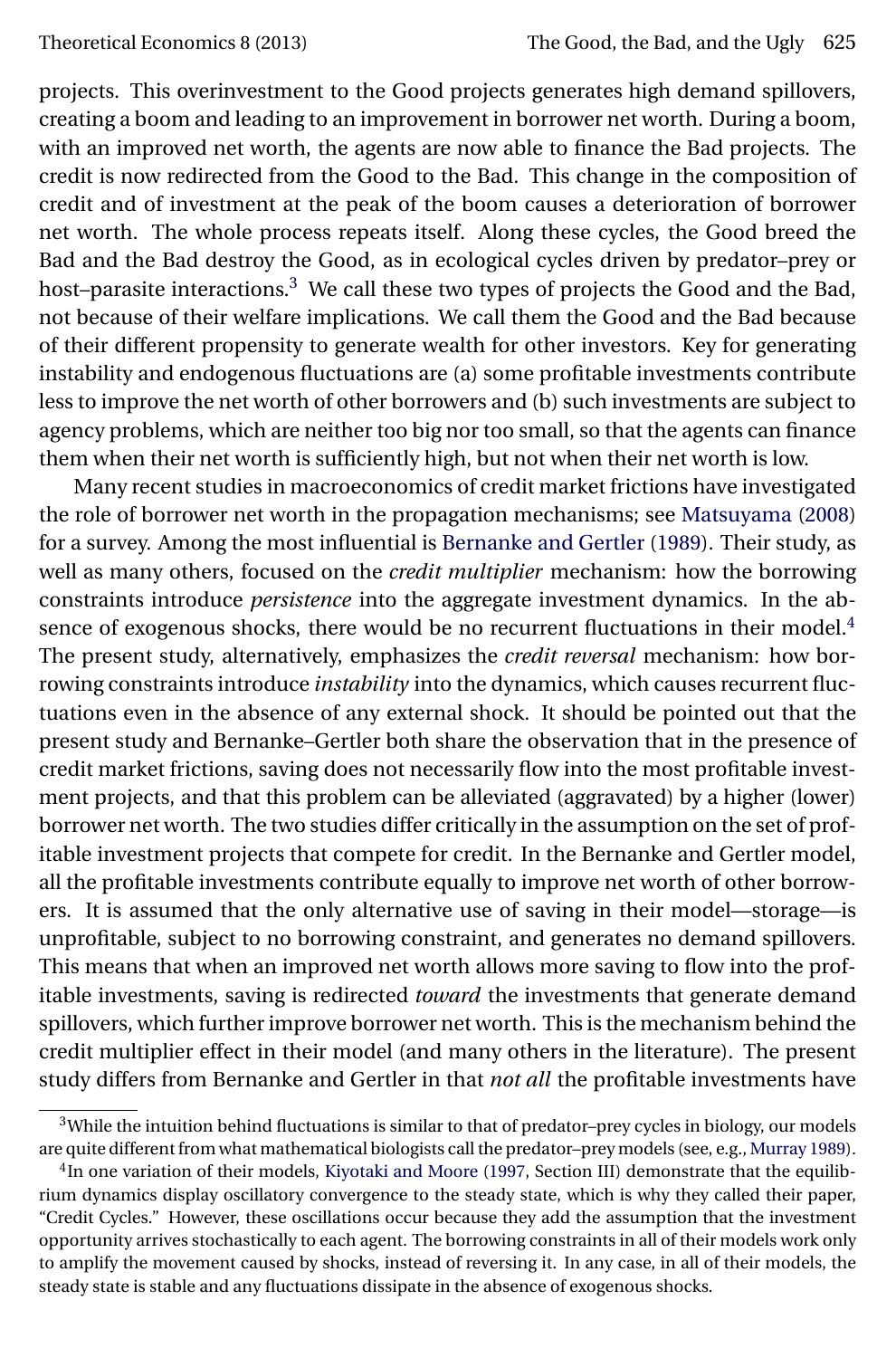projects. This overinvestment to the Good projects generates high demand spillovers, creating a boom and leading to an improvement in borrower net worth. During a boom, with an improved net worth, the agents are now able to finance the Bad projects. The credit is now redirected from the Good to the Bad. This change in the composition of credit and of investment at the peak of the boom causes a deterioration of borrower net worth. The whole process repeats itself. Along these cycles, the Good breed the Bad and the Bad destroy the Good, as in ecological cycles driven by predator–prey or host–parasite interactions.[3] We call these two types of projects the Good and the Bad, not because of their welfare implications. We call them the Good and the Bad because of their different propensity to generate wealth for other investors. Key for generating instability and endogenous fluctuations are (a) some profitable investments contribute less to improve the net worth of other borrowers and (b) such investments are subject to agency problems, which are neither too big nor too small, so that the agents can finance them when their net worth is sufficiently high, but not when their net worth is low.

Many recent studies in macroeconomics of credit market frictions have investigated the role of borrower net worth in the propagation mechanisms; see Matsuyama (2008) for a survey. Among the most influential is Bernanke and Gertler (1989). Their study, as well as many others, focused on the *credit multiplier* mechanism: how the borrowing constraints introduce *persistence* into the aggregate investment dynamics. In the absence of exogenous shocks, there would be no recurrent fluctuations in their model.[4] The present study, alternatively, emphasizes the *credit reversal* mechanism: how borrowing constraints introduce *instability* into the dynamics, which causes recurrent fluctuations even in the absence of any external shock. It should be pointed out that the present study and Bernanke–Gertler both share the observation that in the presence of credit market frictions, saving does not necessarily flow into the most profitable investment projects, and that this problem can be alleviated (aggravated) by a higher (lower) borrower net worth. The two studies differ critically in the assumption on the set of profitable investment projects that compete for credit. In the Bernanke and Gertler model, all the profitable investments contribute equally to improve net worth of other borrowers. It is assumed that the only alternative use of saving in their model—storage—is unprofitable, subject to no borrowing constraint, and generates no demand spillovers. This means that when an improved net worth allows more saving to flow into the profitable investments, saving is redirected *toward* the investments that generate demand spillovers, which further improve borrower net worth. This is the mechanism behind the credit multiplier effect in their model (and many others in the literature). The present study differs from Bernanke and Gertler in that *not all* the profitable investments have

[3] While the intuition behind fluctuations is similar to that of predator–prey cycles in biology, our models are quite different from what mathematical biologists call the predator–prey models (see, e.g., Murray 1989).

[4] In one variation of their models, Kiyotaki and Moore (1997, Section III) demonstrate that the equilibrium dynamics display oscillatory convergence to the steady state, which is why they called their paper, "Credit Cycles." However, these oscillations occur because they add the assumption that the investment opportunity arrives stochastically to each agent. The borrowing constraints in all of their models work only to amplify the movement caused by shocks, instead of reversing it. In any case, in all of their models, the steady state is stable and any fluctuations dissipate in the absence of exogenous shocks.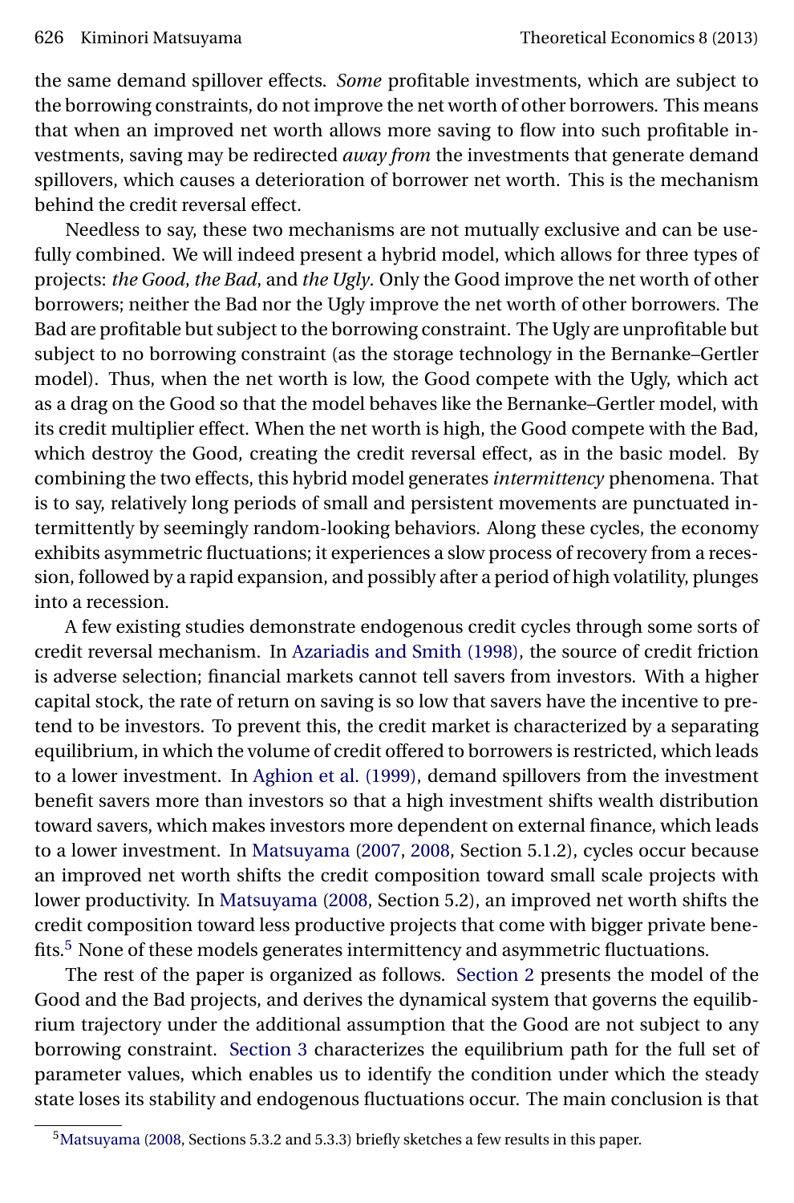the same demand spillover effects. *Some* profitable investments, which are subject to the borrowing constraints, do not improve the net worth of other borrowers. This means that when an improved net worth allows more saving to flow into such profitable investments, saving may be redirected *away from* the investments that generate demand spillovers, which causes a deterioration of borrower net worth. This is the mechanism behind the credit reversal effect.

Needless to say, these two mechanisms are not mutually exclusive and can be usefully combined. We will indeed present a hybrid model, which allows for three types of projects: *the Good*, *the Bad*, and *the Ugly*. Only the Good improve the net worth of other borrowers; neither the Bad nor the Ugly improve the net worth of other borrowers. The Bad are profitable but subject to the borrowing constraint. The Ugly are unprofitable but subject to no borrowing constraint (as the storage technology in the Bernanke–Gertler model). Thus, when the net worth is low, the Good compete with the Ugly, which act as a drag on the Good so that the model behaves like the Bernanke–Gertler model, with its credit multiplier effect. When the net worth is high, the Good compete with the Bad, which destroy the Good, creating the credit reversal effect, as in the basic model. By combining the two effects, this hybrid model generates *intermittency* phenomena. That is to say, relatively long periods of small and persistent movements are punctuated intermittently by seemingly random-looking behaviors. Along these cycles, the economy exhibits asymmetric fluctuations; it experiences a slow process of recovery from a recession, followed by a rapid expansion, and possibly after a period of high volatility, plunges into a recession.

A few existing studies demonstrate endogenous credit cycles through some sorts of credit reversal mechanism. In Azariadis and Smith (1998), the source of credit friction is adverse selection; financial markets cannot tell savers from investors. With a higher capital stock, the rate of return on saving is so low that savers have the incentive to pretend to be investors. To prevent this, the credit market is characterized by a separating equilibrium, in which the volume of credit offered to borrowers is restricted, which leads to a lower investment. In Aghion et al. (1999), demand spillovers from the investment benefit savers more than investors so that a high investment shifts wealth distribution toward savers, which makes investors more dependent on external finance, which leads to a lower investment. In Matsuyama (2007, 2008, Section 5.1.2), cycles occur because an improved net worth shifts the credit composition toward small scale projects with lower productivity. In Matsuyama (2008, Section 5.2), an improved net worth shifts the credit composition toward less productive projects that come with bigger private benefits.[5] None of these models generates intermittency and asymmetric fluctuations.

The rest of the paper is organized as follows. Section 2 presents the model of the Good and the Bad projects, and derives the dynamical system that governs the equilibrium trajectory under the additional assumption that the Good are not subject to any borrowing constraint. Section 3 characterizes the equilibrium path for the full set of parameter values, which enables us to identify the condition under which the steady state loses its stability and endogenous fluctuations occur. The main conclusion is that

[5] Matsuyama (2008, Sections 5.3.2 and 5.3.3) briefly sketches a few results in this paper.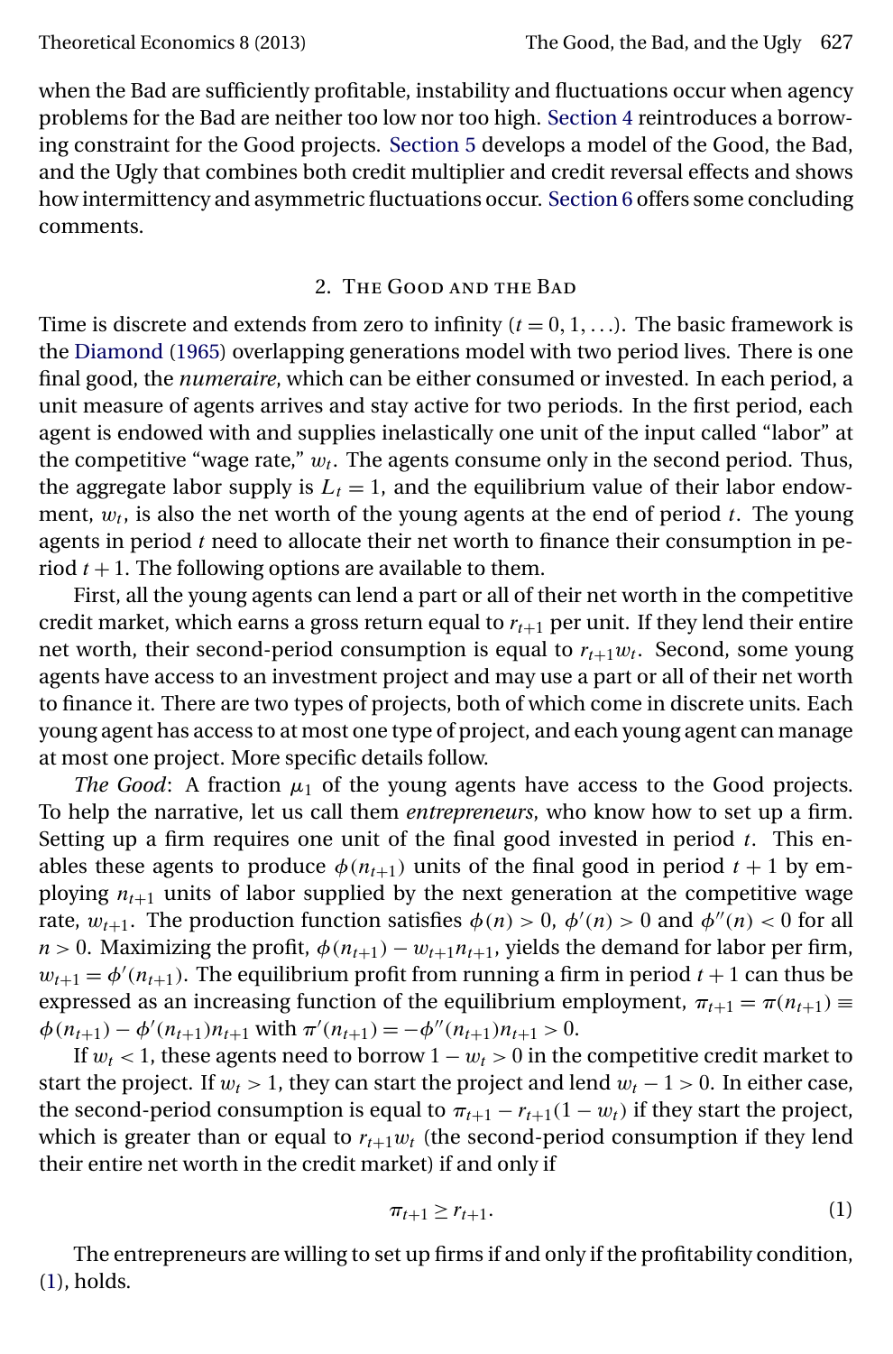when the Bad are sufficiently profitable, instability and fluctuations occur when agency problems for the Bad are neither too low nor too high. Section 4 reintroduces a borrowing constraint for the Good projects. Section 5 develops a model of the Good, the Bad, and the Ugly that combines both credit multiplier and credit reversal effects and shows how intermittency and asymmetric fluctuations occur. Section 6 offers some concluding comments.

## 2. The Good and the Bad

Time is discrete and extends from zero to infinity ($t = 0, 1, \ldots$). The basic framework is the Diamond (1965) overlapping generations model with two period lives. There is one final good, the *numeraire*, which can be either consumed or invested. In each period, a unit measure of agents arrives and stay active for two periods. In the first period, each agent is endowed with and supplies inelastically one unit of the input called "labor" at the competitive "wage rate," $w_t$. The agents consume only in the second period. Thus, the aggregate labor supply is $L_t = 1$, and the equilibrium value of their labor endowment, $w_t$, is also the net worth of the young agents at the end of period $t$. The young agents in period $t$ need to allocate their net worth to finance their consumption in period $t+1$. The following options are available to them.

First, all the young agents can lend a part or all of their net worth in the competitive credit market, which earns a gross return equal to $r_{t+1}$ per unit. If they lend their entire net worth, their second-period consumption is equal to $r_{t+1}w_t$. Second, some young agents have access to an investment project and may use a part or all of their net worth to finance it. There are two types of projects, both of which come in discrete units. Each young agent has access to at most one type of project, and each young agent can manage at most one project. More specific details follow.

*The Good*: A fraction $\mu_1$ of the young agents have access to the Good projects. To help the narrative, let us call them *entrepreneurs*, who know how to set up a firm. Setting up a firm requires one unit of the final good invested in period $t$. This enables these agents to produce $\phi(n_{t+1})$ units of the final good in period $t+1$ by employing $n_{t+1}$ units of labor supplied by the next generation at the competitive wage rate, $w_{t+1}$. The production function satisfies $\phi(n) > 0$, $\phi'(n) > 0$ and $\phi''(n) < 0$ for all $n > 0$. Maximizing the profit, $\phi(n_{t+1}) - w_{t+1}n_{t+1}$, yields the demand for labor per firm, $w_{t+1} = \phi'(n_{t+1})$. The equilibrium profit from running a firm in period $t+1$ can thus be expressed as an increasing function of the equilibrium employment, $\pi_{t+1} = \pi(n_{t+1}) \equiv \phi(n_{t+1}) - \phi'(n_{t+1})n_{t+1}$ with $\pi'(n_{t+1}) = -\phi''(n_{t+1})n_{t+1} > 0$.

If $w_t < 1$, these agents need to borrow $1 - w_t > 0$ in the competitive credit market to start the project. If $w_t > 1$, they can start the project and lend $w_t - 1 > 0$. In either case, the second-period consumption is equal to $\pi_{t+1} - r_{t+1}(1 - w_t)$ if they start the project, which is greater than or equal to $r_{t+1}w_t$ (the second-period consumption if they lend their entire net worth in the credit market) if and only if

$$\pi_{t+1} \geq r_{t+1}. \tag{1}$$

The entrepreneurs are willing to set up firms if and only if the profitability condition, (1), holds.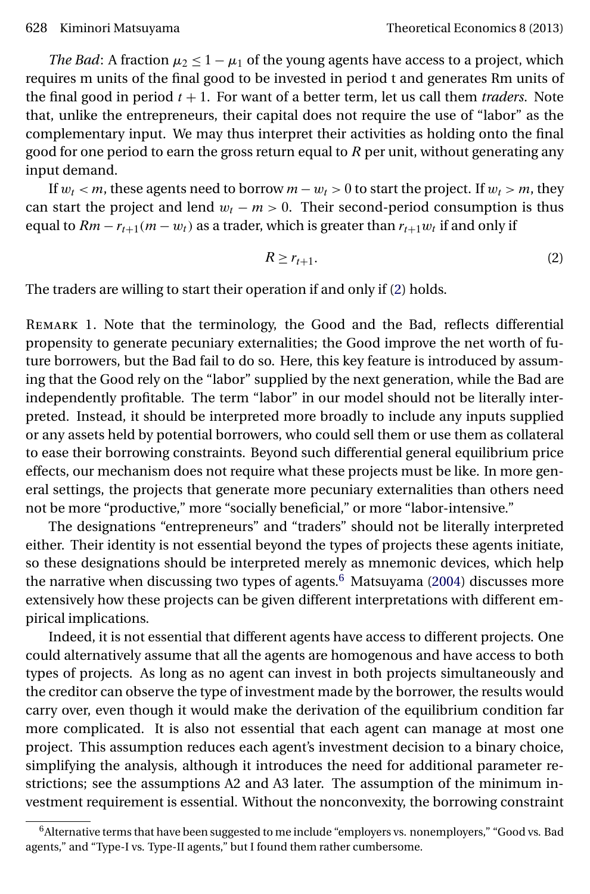*The Bad*: A fraction $\mu_2 \leq 1 - \mu_1$ of the young agents have access to a project, which requires m units of the final good to be invested in period t and generates Rm units of the final good in period $t + 1$. For want of a better term, let us call them *traders*. Note that, unlike the entrepreneurs, their capital does not require the use of "labor" as the complementary input. We may thus interpret their activities as holding onto the final good for one period to earn the gross return equal to $R$ per unit, without generating any input demand.

If $w_t < m$, these agents need to borrow $m - w_t > 0$ to start the project. If $w_t > m$, they can start the project and lend $w_t - m > 0$. Their second-period consumption is thus equal to $Rm - r_{t+1}(m - w_t)$ as a trader, which is greater than $r_{t+1}w_t$ if and only if

$$R \geq r_{t+1}. \tag{2}$$

The traders are willing to start their operation if and only if (2) holds.

Remark 1. Note that the terminology, the Good and the Bad, reflects differential propensity to generate pecuniary externalities; the Good improve the net worth of future borrowers, but the Bad fail to do so. Here, this key feature is introduced by assuming that the Good rely on the "labor" supplied by the next generation, while the Bad are independently profitable. The term "labor" in our model should not be literally interpreted. Instead, it should be interpreted more broadly to include any inputs supplied or any assets held by potential borrowers, who could sell them or use them as collateral to ease their borrowing constraints. Beyond such differential general equilibrium price effects, our mechanism does not require what these projects must be like. In more general settings, the projects that generate more pecuniary externalities than others need not be more "productive," more "socially beneficial," or more "labor-intensive."

The designations "entrepreneurs" and "traders" should not be literally interpreted either. Their identity is not essential beyond the types of projects these agents initiate, so these designations should be interpreted merely as mnemonic devices, which help the narrative when discussing two types of agents.[6] Matsuyama (2004) discusses more extensively how these projects can be given different interpretations with different empirical implications.

Indeed, it is not essential that different agents have access to different projects. One could alternatively assume that all the agents are homogenous and have access to both types of projects. As long as no agent can invest in both projects simultaneously and the creditor can observe the type of investment made by the borrower, the results would carry over, even though it would make the derivation of the equilibrium condition far more complicated. It is also not essential that each agent can manage at most one project. This assumption reduces each agent's investment decision to a binary choice, simplifying the analysis, although it introduces the need for additional parameter restrictions; see the assumptions A2 and A3 later. The assumption of the minimum investment requirement is essential. Without the nonconvexity, the borrowing constraint

[6] Alternative terms that have been suggested to me include "employers vs. nonemployers," "Good vs. Bad agents," and "Type-I vs. Type-II agents," but I found them rather cumbersome.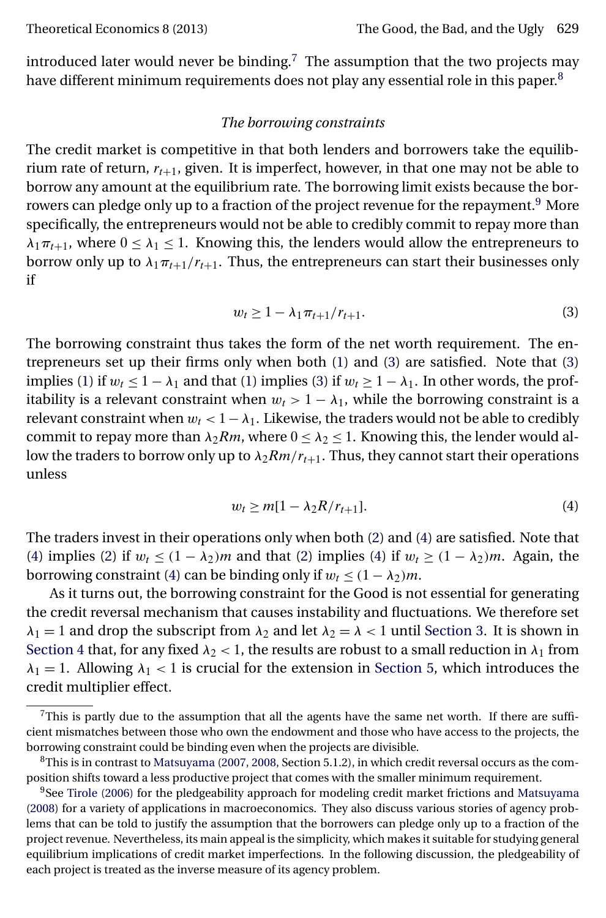introduced later would never be binding.[7] The assumption that the two projects may have different minimum requirements does not play any essential role in this paper.[8]

### *The borrowing constraints*

The credit market is competitive in that both lenders and borrowers take the equilibrium rate of return, $r_{t+1}$, given. It is imperfect, however, in that one may not be able to borrow any amount at the equilibrium rate. The borrowing limit exists because the borrowers can pledge only up to a fraction of the project revenue for the repayment.[9] More specifically, the entrepreneurs would not be able to credibly commit to repay more than $\lambda_1 \pi_{t+1}$, where $0 \leq \lambda_1 \leq 1$. Knowing this, the lenders would allow the entrepreneurs to borrow only up to $\lambda_1 \pi_{t+1}/r_{t+1}$. Thus, the entrepreneurs can start their businesses only if

$$w_t \geq 1 - \lambda_1 \pi_{t+1}/r_{t+1}. \tag{3}$$

The borrowing constraint thus takes the form of the net worth requirement. The entrepreneurs set up their firms only when both (1) and (3) are satisfied. Note that (3) implies (1) if $w_t \leq 1 - \lambda_1$ and that (1) implies (3) if $w_t \geq 1 - \lambda_1$. In other words, the profitability is a relevant constraint when $w_t > 1 - \lambda_1$, while the borrowing constraint is a relevant constraint when $w_t < 1 - \lambda_1$. Likewise, the traders would not be able to credibly commit to repay more than $\lambda_2 Rm$, where $0 \leq \lambda_2 \leq 1$. Knowing this, the lender would allow the traders to borrow only up to $\lambda_2 Rm/r_{t+1}$. Thus, they cannot start their operations unless

$$w_t \geq m[1 - \lambda_2 R/r_{t+1}]. \tag{4}$$

The traders invest in their operations only when both (2) and (4) are satisfied. Note that (4) implies (2) if $w_t \leq (1 - \lambda_2)m$ and that (2) implies (4) if $w_t \geq (1 - \lambda_2)m$. Again, the borrowing constraint (4) can be binding only if $w_t \leq (1 - \lambda_2)m$.

As it turns out, the borrowing constraint for the Good is not essential for generating the credit reversal mechanism that causes instability and fluctuations. We therefore set $\lambda_1 = 1$ and drop the subscript from $\lambda_2$ and let $\lambda_2 = \lambda < 1$ until Section 3. It is shown in Section 4 that, for any fixed $\lambda_2 < 1$, the results are robust to a small reduction in $\lambda_1$ from $\lambda_1 = 1$. Allowing $\lambda_1 < 1$ is crucial for the extension in Section 5, which introduces the credit multiplier effect.

---

[7] This is partly due to the assumption that all the agents have the same net worth. If there are sufficient mismatches between those who own the endowment and those who have access to the projects, the borrowing constraint could be binding even when the projects are divisible.

[8] This is in contrast to Matsuyama (2007, 2008, Section 5.1.2), in which credit reversal occurs as the composition shifts toward a less productive project that comes with the smaller minimum requirement.

[9] See Tirole (2006) for the pledgeability approach for modeling credit market frictions and Matsuyama (2008) for a variety of applications in macroeconomics. They also discuss various stories of agency problems that can be told to justify the assumption that the borrowers can pledge only up to a fraction of the project revenue. Nevertheless, its main appeal is the simplicity, which makes it suitable for studying general equilibrium implications of credit market imperfections. In the following discussion, the pledgeability of each project is treated as the inverse measure of its agency problem.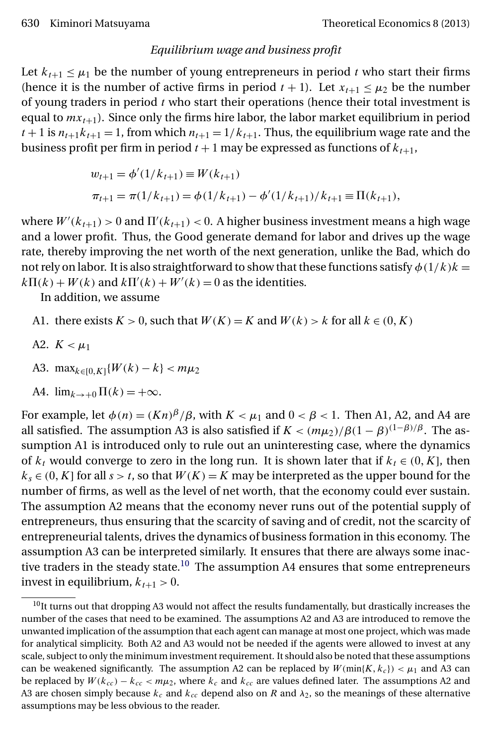*Equilibrium wage and business profit*

Let $k_{t+1} \leq \mu_1$ be the number of young entrepreneurs in period $t$ who start their firms (hence it is the number of active firms in period $t+1$). Let $x_{t+1} \leq \mu_2$ be the number of young traders in period $t$ who start their operations (hence their total investment is equal to $mx_{t+1}$). Since only the firms hire labor, the labor market equilibrium in period $t+1$ is $n_{t+1}k_{t+1} = 1$, from which $n_{t+1} = 1/k_{t+1}$. Thus, the equilibrium wage rate and the business profit per firm in period $t+1$ may be expressed as functions of $k_{t+1}$,

$$w_{t+1} = \phi'(1/k_{t+1}) \equiv W(k_{t+1})$$

$$\pi_{t+1} = \pi(1/k_{t+1}) = \phi(1/k_{t+1}) - \phi'(1/k_{t+1})/k_{t+1} \equiv \Pi(k_{t+1}),$$

where $W'(k_{t+1}) > 0$ and $\Pi'(k_{t+1}) < 0$. A higher business investment means a high wage and a lower profit. Thus, the Good generate demand for labor and drives up the wage rate, thereby improving the net worth of the next generation, unlike the Bad, which do not rely on labor. It is also straightforward to show that these functions satisfy $\phi(1/k)k = k\Pi(k) + W(k)$ and $k\Pi'(k) + W'(k) = 0$ as the identities.

In addition, we assume

A1. there exists $K > 0$, such that $W(K) = K$ and $W(k) > k$ for all $k \in (0, K)$

A2. $K < \mu_1$

A3. $\max_{k \in [0,K]}\{W(k) - k\} < m\mu_2$

A4. $\lim_{k \to +0} \Pi(k) = +\infty$.

For example, let $\phi(n) = (Kn)^{\beta}/\beta$, with $K < \mu_1$ and $0 < \beta < 1$. Then A1, A2, and A4 are all satisfied. The assumption A3 is also satisfied if $K < (m\mu_2)/\beta(1-\beta)^{(1-\beta)/\beta}$. The assumption A1 is introduced only to rule out an uninteresting case, where the dynamics of $k_t$ would converge to zero in the long run. It is shown later that if $k_t \in (0, K]$, then $k_s \in (0, K]$ for all $s > t$, so that $W(K) = K$ may be interpreted as the upper bound for the number of firms, as well as the level of net worth, that the economy could ever sustain. The assumption A2 means that the economy never runs out of the potential supply of entrepreneurs, thus ensuring that the scarcity of saving and of credit, not the scarcity of entrepreneurial talents, drives the dynamics of business formation in this economy. The assumption A3 can be interpreted similarly. It ensures that there are always some inactive traders in the steady state.[10] The assumption A4 ensures that some entrepreneurs invest in equilibrium, $k_{t+1} > 0$.

[10] It turns out that dropping A3 would not affect the results fundamentally, but drastically increases the number of the cases that need to be examined. The assumptions A2 and A3 are introduced to remove the unwanted implication of the assumption that each agent can manage at most one project, which was made for analytical simplicity. Both A2 and A3 would not be needed if the agents were allowed to invest at any scale, subject to only the minimum investment requirement. It should also be noted that these assumptions can be weakened significantly. The assumption A2 can be replaced by $W(\min\{K, k_c\}) < \mu_1$ and A3 can be replaced by $W(k_{cc}) - k_{cc} < m\mu_2$, where $k_c$ and $k_{cc}$ are values defined later. The assumptions A2 and A3 are chosen simply because $k_c$ and $k_{cc}$ depend also on $R$ and $\lambda_2$, so the meanings of these alternative assumptions may be less obvious to the reader.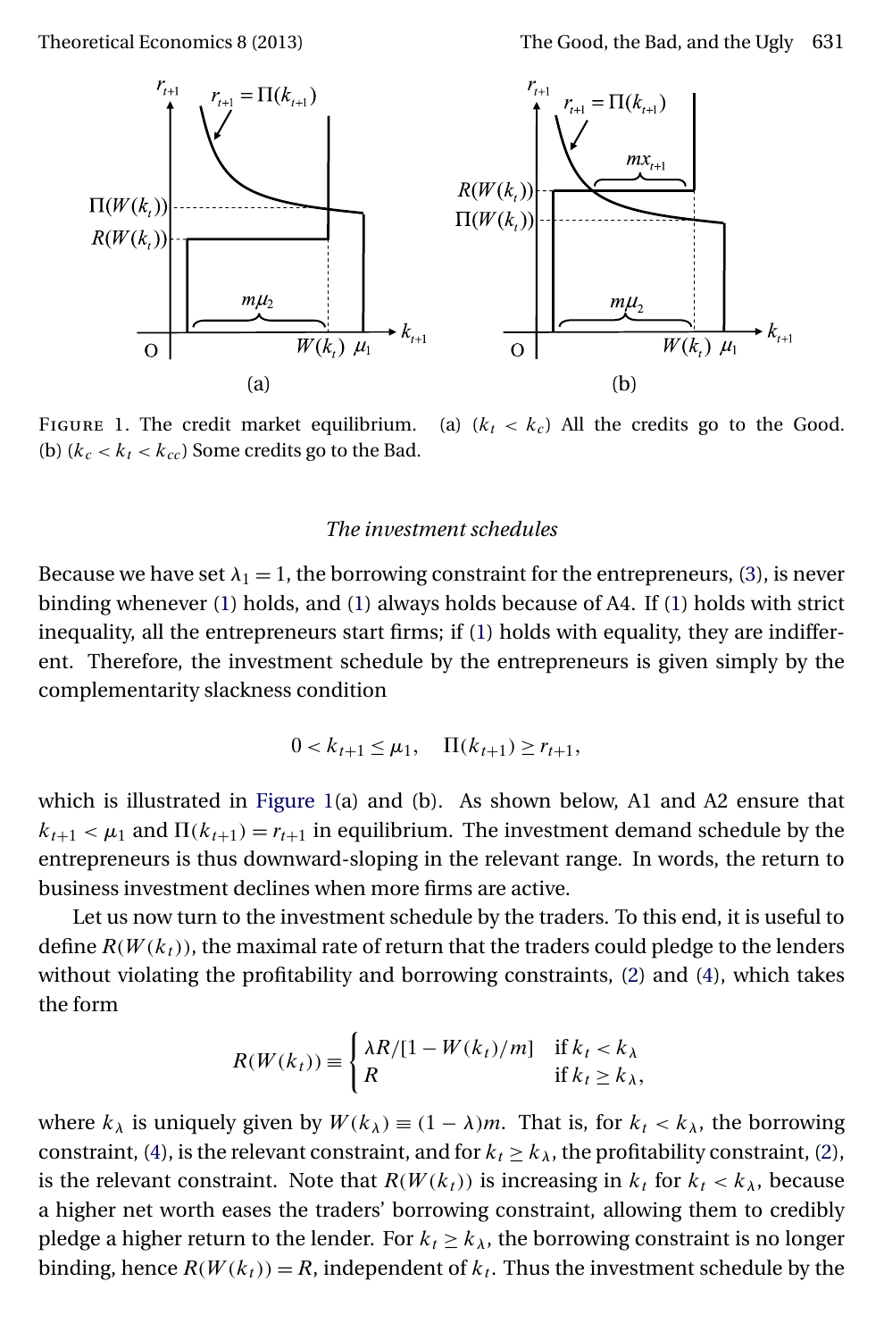FIGURE 1. The credit market equilibrium. (a) ($k_t < k_c$) All the credits go to the Good. (b) ($k_c < k_t < k_{cc}$) Some credits go to the Bad.

*The investment schedules*

Because we have set $\lambda_1 = 1$, the borrowing constraint for the entrepreneurs, (3), is never binding whenever (1) holds, and (1) always holds because of A4. If (1) holds with strict inequality, all the entrepreneurs start firms; if (1) holds with equality, they are indifferent. Therefore, the investment schedule by the entrepreneurs is given simply by the complementarity slackness condition

$$0 < k_{t+1} \leq \mu_1, \quad \Pi(k_{t+1}) \geq r_{t+1},$$

which is illustrated in Figure 1(a) and (b). As shown below, A1 and A2 ensure that $k_{t+1} < \mu_1$ and $\Pi(k_{t+1}) = r_{t+1}$ in equilibrium. The investment demand schedule by the entrepreneurs is thus downward-sloping in the relevant range. In words, the return to business investment declines when more firms are active.

Let us now turn to the investment schedule by the traders. To this end, it is useful to define $R(W(k_t))$, the maximal rate of return that the traders could pledge to the lenders without violating the profitability and borrowing constraints, (2) and (4), which takes the form

$$R(W(k_t)) \equiv \begin{cases} \lambda R/[1 - W(k_t)/m] & \text{if } k_t < k_\lambda \\ R & \text{if } k_t \geq k_\lambda, \end{cases}$$

where $k_\lambda$ is uniquely given by $W(k_\lambda) \equiv (1 - \lambda)m$. That is, for $k_t < k_\lambda$, the borrowing constraint, (4), is the relevant constraint, and for $k_t \geq k_\lambda$, the profitability constraint, (2), is the relevant constraint. Note that $R(W(k_t))$ is increasing in $k_t$ for $k_t < k_\lambda$, because a higher net worth eases the traders' borrowing constraint, allowing them to credibly pledge a higher return to the lender. For $k_t \geq k_\lambda$, the borrowing constraint is no longer binding, hence $R(W(k_t)) = R$, independent of $k_t$. Thus the investment schedule by the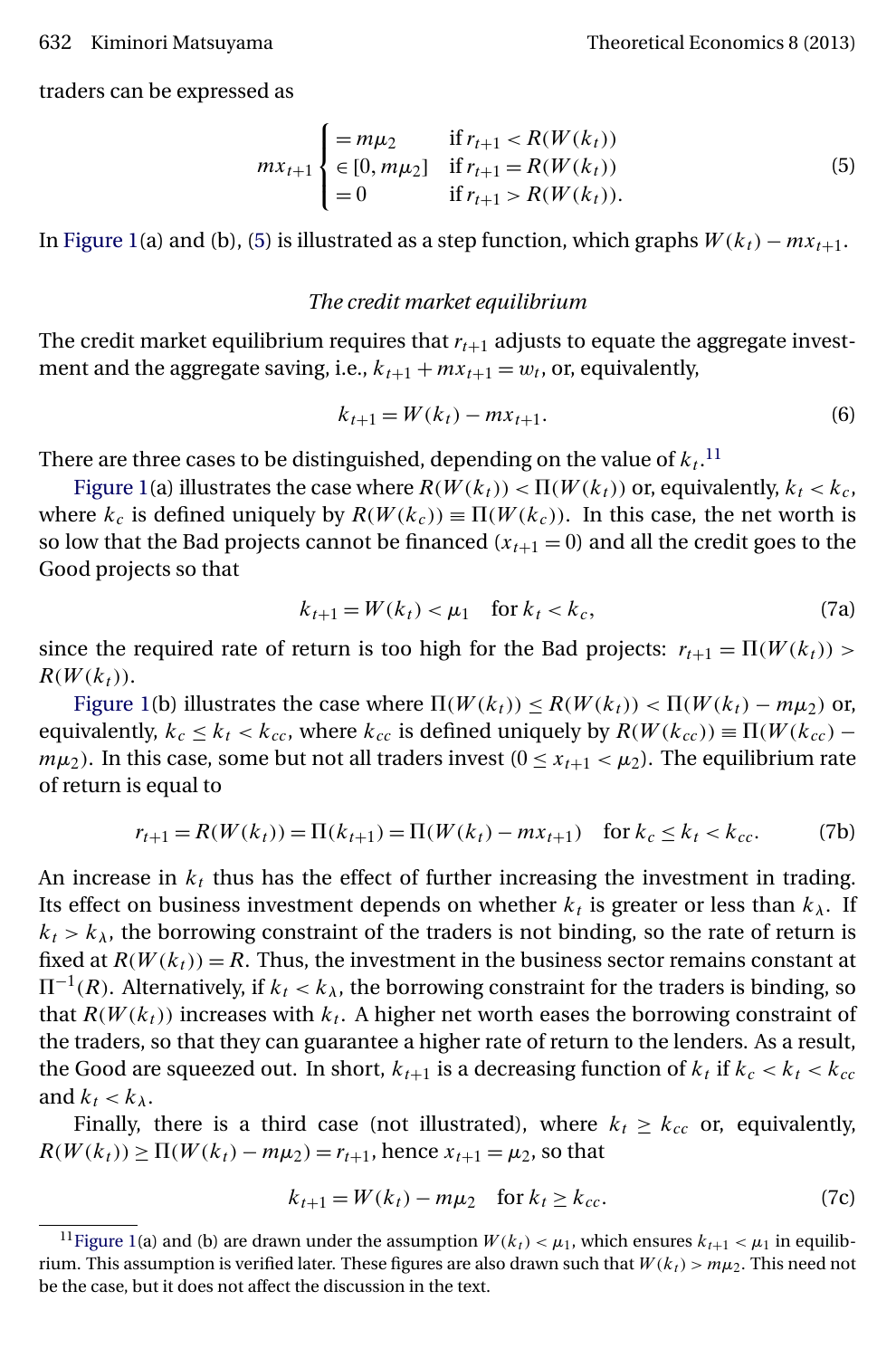traders can be expressed as

$$mx_{t+1} \begin{cases} = m\mu_2 & \text{if } r_{t+1} < R(W(k_t)) \\ \in [0, m\mu_2] & \text{if } r_{t+1} = R(W(k_t)) \\ = 0 & \text{if } r_{t+1} > R(W(k_t)). \end{cases} \tag{5}$$

In Figure 1(a) and (b), (5) is illustrated as a step function, which graphs $W(k_t) - mx_{t+1}$.

*The credit market equilibrium*

The credit market equilibrium requires that $r_{t+1}$ adjusts to equate the aggregate investment and the aggregate saving, i.e., $k_{t+1} + mx_{t+1} = w_t$, or, equivalently,

$$k_{t+1} = W(k_t) - mx_{t+1}. \tag{6}$$

There are three cases to be distinguished, depending on the value of $k_t$.[11]

Figure 1(a) illustrates the case where $R(W(k_t)) < \Pi(W(k_t))$ or, equivalently, $k_t < k_c$, where $k_c$ is defined uniquely by $R(W(k_c)) \equiv \Pi(W(k_c))$. In this case, the net worth is so low that the Bad projects cannot be financed ($x_{t+1} = 0$) and all the credit goes to the Good projects so that

$$k_{t+1} = W(k_t) < \mu_1 \quad \text{for } k_t < k_c, \tag{7a}$$

since the required rate of return is too high for the Bad projects: $r_{t+1} = \Pi(W(k_t)) > R(W(k_t))$.

Figure 1(b) illustrates the case where $\Pi(W(k_t)) \leq R(W(k_t)) < \Pi(W(k_t) - m\mu_2)$ or, equivalently, $k_c \leq k_t < k_{cc}$, where $k_{cc}$ is defined uniquely by $R(W(k_{cc})) \equiv \Pi(W(k_{cc}) - m\mu_2)$. In this case, some but not all traders invest ($0 \leq x_{t+1} < \mu_2$). The equilibrium rate of return is equal to

$$r_{t+1} = R(W(k_t)) = \Pi(k_{t+1}) = \Pi(W(k_t) - mx_{t+1}) \quad \text{for } k_c \leq k_t < k_{cc}. \tag{7b}$$

An increase in $k_t$ thus has the effect of further increasing the investment in trading. Its effect on business investment depends on whether $k_t$ is greater or less than $k_\lambda$. If $k_t > k_\lambda$, the borrowing constraint of the traders is not binding, so the rate of return is fixed at $R(W(k_t)) = R$. Thus, the investment in the business sector remains constant at $\Pi^{-1}(R)$. Alternatively, if $k_t < k_\lambda$, the borrowing constraint for the traders is binding, so that $R(W(k_t))$ increases with $k_t$. A higher net worth eases the borrowing constraint of the traders, so that they can guarantee a higher rate of return to the lenders. As a result, the Good are squeezed out. In short, $k_{t+1}$ is a decreasing function of $k_t$ if $k_c < k_t < k_{cc}$ and $k_t < k_\lambda$.

Finally, there is a third case (not illustrated), where $k_t \geq k_{cc}$ or, equivalently, $R(W(k_t)) \geq \Pi(W(k_t) - m\mu_2) = r_{t+1}$, hence $x_{t+1} = \mu_2$, so that

$$k_{t+1} = W(k_t) - m\mu_2 \quad \text{for } k_t \geq k_{cc}. \tag{7c}$$

[11] Figure 1(a) and (b) are drawn under the assumption $W(k_t) < \mu_1$, which ensures $k_{t+1} < \mu_1$ in equilibrium. This assumption is verified later. These figures are also drawn such that $W(k_t) > m\mu_2$. This need not be the case, but it does not affect the discussion in the text.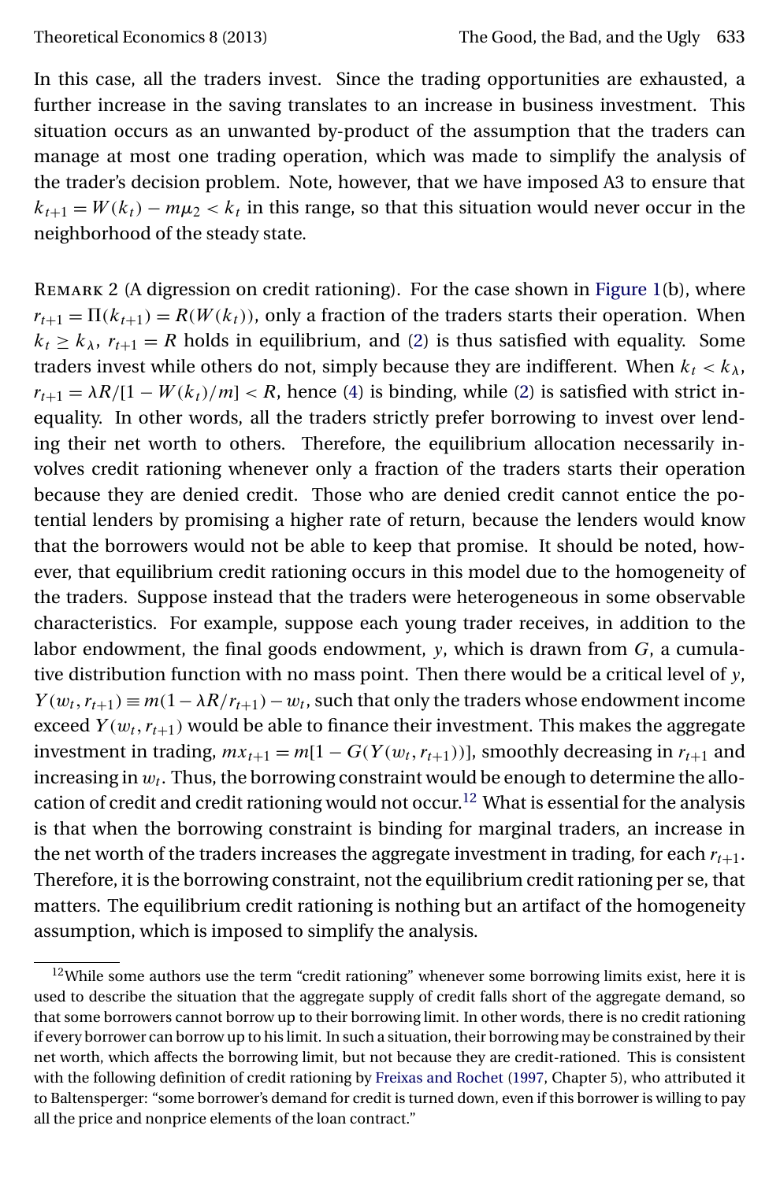In this case, all the traders invest. Since the trading opportunities are exhausted, a further increase in the saving translates to an increase in business investment. This situation occurs as an unwanted by-product of the assumption that the traders can manage at most one trading operation, which was made to simplify the analysis of the trader's decision problem. Note, however, that we have imposed A3 to ensure that $k_{t+1} = W(k_t) - m\mu_2 < k_t$ in this range, so that this situation would never occur in the neighborhood of the steady state.

Remark 2 (A digression on credit rationing). For the case shown in Figure 1(b), where $r_{t+1} = \Pi(k_{t+1}) = R(W(k_t))$, only a fraction of the traders starts their operation. When $k_t \geq k_\lambda$, $r_{t+1} = R$ holds in equilibrium, and (2) is thus satisfied with equality. Some traders invest while others do not, simply because they are indifferent. When $k_t < k_\lambda$, $r_{t+1} = \lambda R/[1 - W(k_t)/m] < R$, hence (4) is binding, while (2) is satisfied with strict inequality. In other words, all the traders strictly prefer borrowing to invest over lending their net worth to others. Therefore, the equilibrium allocation necessarily involves credit rationing whenever only a fraction of the traders starts their operation because they are denied credit. Those who are denied credit cannot entice the potential lenders by promising a higher rate of return, because the lenders would know that the borrowers would not be able to keep that promise. It should be noted, however, that equilibrium credit rationing occurs in this model due to the homogeneity of the traders. Suppose instead that the traders were heterogeneous in some observable characteristics. For example, suppose each young trader receives, in addition to the labor endowment, the final goods endowment, $y$, which is drawn from $G$, a cumulative distribution function with no mass point. Then there would be a critical level of $y$, $Y(w_t, r_{t+1}) \equiv m(1 - \lambda R/r_{t+1}) - w_t$, such that only the traders whose endowment income exceed $Y(w_t, r_{t+1})$ would be able to finance their investment. This makes the aggregate investment in trading, $mx_{t+1} = m[1 - G(Y(w_t, r_{t+1}))]$, smoothly decreasing in $r_{t+1}$ and increasing in $w_t$. Thus, the borrowing constraint would be enough to determine the allocation of credit and credit rationing would not occur.[12] What is essential for the analysis is that when the borrowing constraint is binding for marginal traders, an increase in the net worth of the traders increases the aggregate investment in trading, for each $r_{t+1}$. Therefore, it is the borrowing constraint, not the equilibrium credit rationing per se, that matters. The equilibrium credit rationing is nothing but an artifact of the homogeneity assumption, which is imposed to simplify the analysis.

[12] While some authors use the term "credit rationing" whenever some borrowing limits exist, here it is used to describe the situation that the aggregate supply of credit falls short of the aggregate demand, so that some borrowers cannot borrow up to their borrowing limit. In other words, there is no credit rationing if every borrower can borrow up to his limit. In such a situation, their borrowing may be constrained by their net worth, which affects the borrowing limit, but not because they are credit-rationed. This is consistent with the following definition of credit rationing by Freixas and Rochet (1997, Chapter 5), who attributed it to Baltensperger: "some borrower's demand for credit is turned down, even if this borrower is willing to pay all the price and nonprice elements of the loan contract."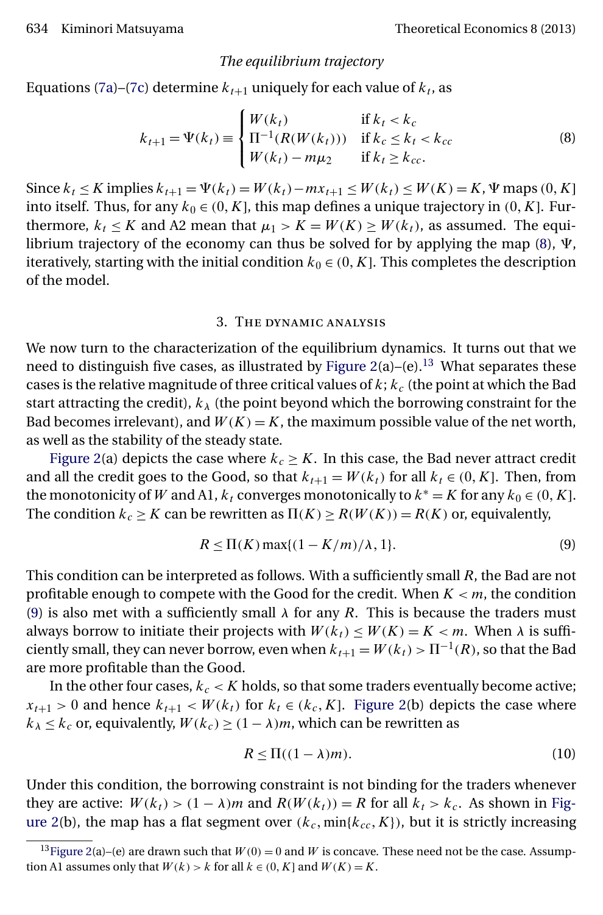*The equilibrium trajectory*

Equations (7a)–(7c) determine $k_{t+1}$ uniquely for each value of $k_t$, as

$$k_{t+1} = \Psi(k_t) \equiv \begin{cases} W(k_t) & \text{if } k_t < k_c \\ \Pi^{-1}(R(W(k_t))) & \text{if } k_c \leq k_t < k_{cc} \\ W(k_t) - m\mu_2 & \text{if } k_t \geq k_{cc}. \end{cases} \tag{8}$$

Since $k_t \leq K$ implies $k_{t+1} = \Psi(k_t) = W(k_t) - mx_{t+1} \leq W(k_t) \leq W(K) = K$, $\Psi$ maps $(0, K]$ into itself. Thus, for any $k_0 \in (0, K]$, this map defines a unique trajectory in $(0, K]$. Furthermore, $k_t \leq K$ and A2 mean that $\mu_1 > K = W(K) \geq W(k_t)$, as assumed. The equilibrium trajectory of the economy can thus be solved for by applying the map (8), $\Psi$, iteratively, starting with the initial condition $k_0 \in (0, K]$. This completes the description of the model.

## 3. The dynamic analysis

We now turn to the characterization of the equilibrium dynamics. It turns out that we need to distinguish five cases, as illustrated by Figure 2(a)–(e).[13] What separates these cases is the relative magnitude of three critical values of $k$; $k_c$ (the point at which the Bad start attracting the credit), $k_\lambda$ (the point beyond which the borrowing constraint for the Bad becomes irrelevant), and $W(K) = K$, the maximum possible value of the net worth, as well as the stability of the steady state.

Figure 2(a) depicts the case where $k_c \geq K$. In this case, the Bad never attract credit and all the credit goes to the Good, so that $k_{t+1} = W(k_t)$ for all $k_t \in (0, K]$. Then, from the monotonicity of $W$ and A1, $k_t$ converges monotonically to $k^* = K$ for any $k_0 \in (0, K]$. The condition $k_c \geq K$ can be rewritten as $\Pi(K) \geq R(W(K)) = R(K)$ or, equivalently,

$$R \leq \Pi(K)\max\{(1 - K/m)/\lambda, 1\}. \tag{9}$$

This condition can be interpreted as follows. With a sufficiently small $R$, the Bad are not profitable enough to compete with the Good for the credit. When $K < m$, the condition (9) is also met with a sufficiently small $\lambda$ for any $R$. This is because the traders must always borrow to initiate their projects with $W(k_t) \leq W(K) = K < m$. When $\lambda$ is sufficiently small, they can never borrow, even when $k_{t+1} = W(k_t) > \Pi^{-1}(R)$, so that the Bad are more profitable than the Good.

In the other four cases, $k_c < K$ holds, so that some traders eventually become active; $x_{t+1} > 0$ and hence $k_{t+1} < W(k_t)$ for $k_t \in (k_c, K]$. Figure 2(b) depicts the case where $k_\lambda \leq k_c$ or, equivalently, $W(k_c) \geq (1 - \lambda)m$, which can be rewritten as

$$R \leq \Pi((1 - \lambda)m). \tag{10}$$

Under this condition, the borrowing constraint is not binding for the traders whenever they are active: $W(k_t) > (1 - \lambda)m$ and $R(W(k_t)) = R$ for all $k_t > k_c$. As shown in Figure 2(b), the map has a flat segment over $(k_c, \min\{k_{cc}, K\})$, but it is strictly increasing

[13] Figure 2(a)–(e) are drawn such that $W(0) = 0$ and $W$ is concave. These need not be the case. Assumption A1 assumes only that $W(k) > k$ for all $k \in (0, K]$ and $W(K) = K$.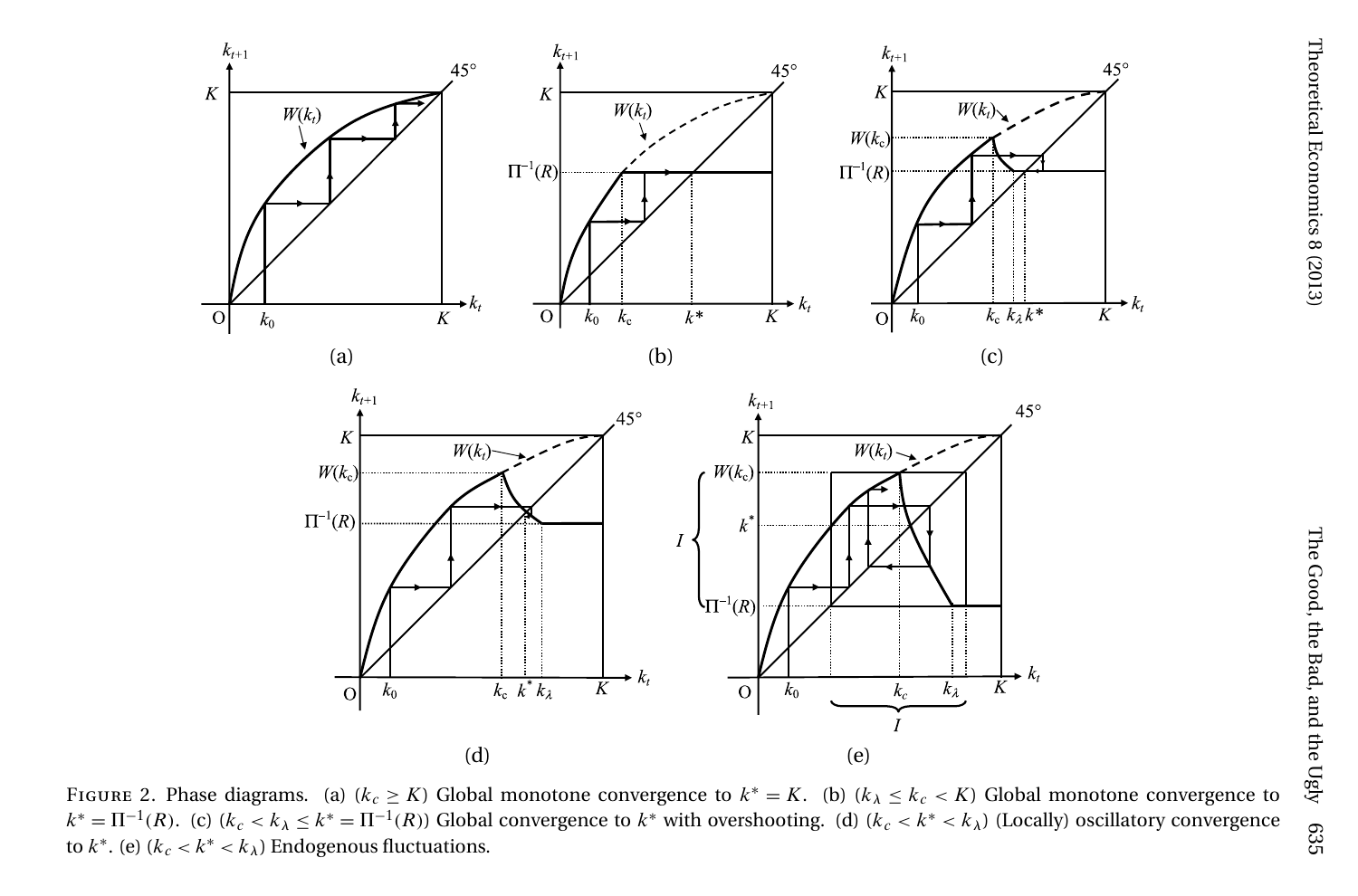Figure 2. Phase diagrams. (a) ($k_c \geq K$) Global monotone convergence to $k^* = K$. (b) ($k_\lambda \leq k_c < K$) Global monotone convergence to $k^* = \Pi^{-1}(R)$. (c) ($k_c < k_\lambda \leq k^* = \Pi^{-1}(R)$) Global convergence to $k^*$ with overshooting. (d) ($k_c < k^* < k_\lambda$) (Locally) oscillatory convergence to $k^*$. (e) ($k_c < k^* < k_\lambda$) Endogenous fluctuations.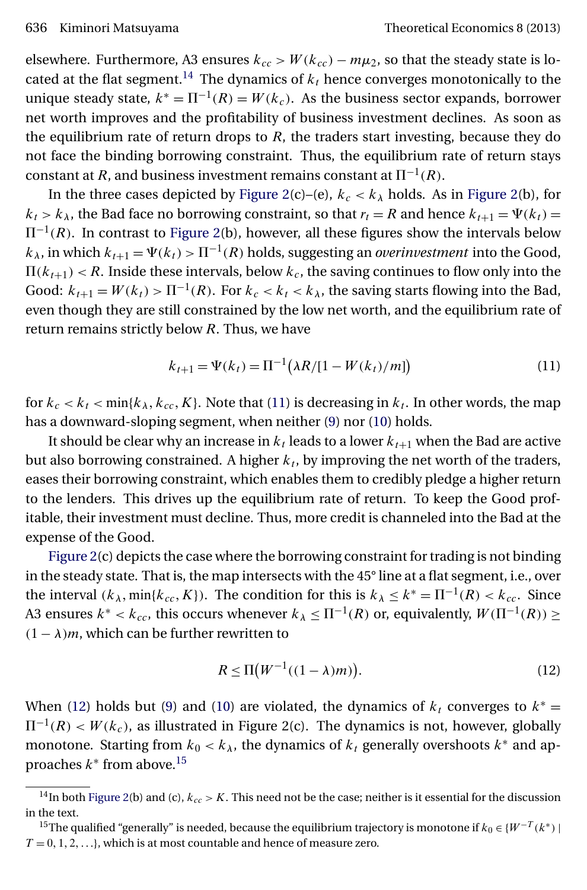elsewhere. Furthermore, A3 ensures $k_{cc} > W(k_{cc}) - m\mu_2$, so that the steady state is located at the flat segment.[14] The dynamics of $k_t$ hence converges monotonically to the unique steady state, $k^* = \Pi^{-1}(R) = W(k_c)$. As the business sector expands, borrower net worth improves and the profitability of business investment declines. As soon as the equilibrium rate of return drops to $R$, the traders start investing, because they do not face the binding borrowing constraint. Thus, the equilibrium rate of return stays constant at $R$, and business investment remains constant at $\Pi^{-1}(R)$.

In the three cases depicted by Figure 2(c)–(e), $k_c < k_\lambda$ holds. As in Figure 2(b), for $k_t > k_\lambda$, the Bad face no borrowing constraint, so that $r_t = R$ and hence $k_{t+1} = \Psi(k_t) = \Pi^{-1}(R)$. In contrast to Figure 2(b), however, all these figures show the intervals below $k_\lambda$, in which $k_{t+1} = \Psi(k_t) > \Pi^{-1}(R)$ holds, suggesting an *overinvestment* into the Good, $\Pi(k_{t+1}) < R$. Inside these intervals, below $k_c$, the saving continues to flow only into the Good: $k_{t+1} = W(k_t) > \Pi^{-1}(R)$. For $k_c < k_t < k_\lambda$, the saving starts flowing into the Bad, even though they are still constrained by the low net worth, and the equilibrium rate of return remains strictly below $R$. Thus, we have

$$k_{t+1} = \Psi(k_t) = \Pi^{-1}\big(\lambda R/[1 - W(k_t)/m]\big) \tag{11}$$

for $k_c < k_t < \min\{k_\lambda, k_{cc}, K\}$. Note that (11) is decreasing in $k_t$. In other words, the map has a downward-sloping segment, when neither (9) nor (10) holds.

It should be clear why an increase in $k_t$ leads to a lower $k_{t+1}$ when the Bad are active but also borrowing constrained. A higher $k_t$, by improving the net worth of the traders, eases their borrowing constraint, which enables them to credibly pledge a higher return to the lenders. This drives up the equilibrium rate of return. To keep the Good profitable, their investment must decline. Thus, more credit is channeled into the Bad at the expense of the Good.

Figure 2(c) depicts the case where the borrowing constraint for trading is not binding in the steady state. That is, the map intersects with the 45° line at a flat segment, i.e., over the interval $(k_\lambda, \min\{k_{cc}, K\})$. The condition for this is $k_\lambda \le k^* = \Pi^{-1}(R) < k_{cc}$. Since A3 ensures $k^* < k_{cc}$, this occurs whenever $k_\lambda \le \Pi^{-1}(R)$ or, equivalently, $W(\Pi^{-1}(R)) \ge (1-\lambda)m$, which can be further rewritten to

$$R \le \Pi\big(W^{-1}((1-\lambda)m)\big). \tag{12}$$

When (12) holds but (9) and (10) are violated, the dynamics of $k_t$ converges to $k^* = \Pi^{-1}(R) < W(k_c)$, as illustrated in Figure 2(c). The dynamics is not, however, globally monotone. Starting from $k_0 < k_\lambda$, the dynamics of $k_t$ generally overshoots $k^*$ and approaches $k^*$ from above.[15]

---

[14] In both Figure 2(b) and (c), $k_{cc} > K$. This need not be the case; neither is it essential for the discussion in the text.

[15] The qualified "generally" is needed, because the equilibrium trajectory is monotone if $k_0 \in \{W^{-T}(k^*) \mid T = 0, 1, 2, \ldots\}$, which is at most countable and hence of measure zero.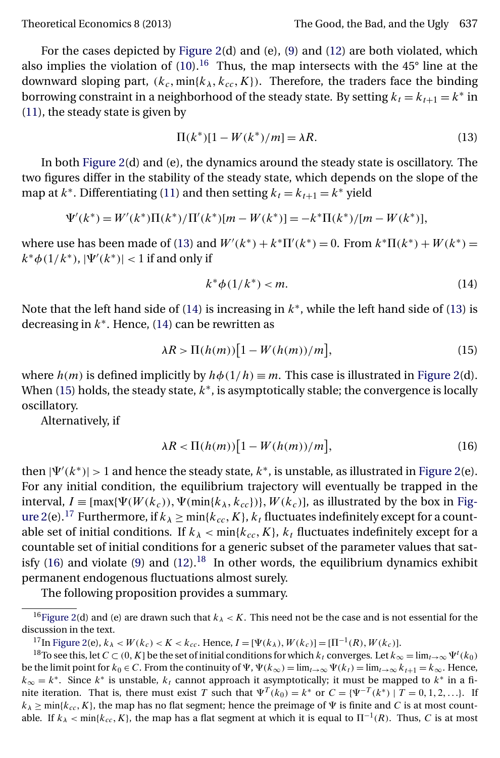For the cases depicted by Figure 2(d) and (e), (9) and (12) are both violated, which also implies the violation of (10).[16] Thus, the map intersects with the 45° line at the downward sloping part, $(k_c, \min\{k_\lambda, k_{cc}, K\})$. Therefore, the traders face the binding borrowing constraint in a neighborhood of the steady state. By setting $k_t = k_{t+1} = k^*$ in (11), the steady state is given by

$$\Pi(k^*)[1 - W(k^*)/m] = \lambda R. \tag{13}$$

In both Figure 2(d) and (e), the dynamics around the steady state is oscillatory. The two figures differ in the stability of the steady state, which depends on the slope of the map at $k^*$. Differentiating (11) and then setting $k_t = k_{t+1} = k^*$ yield

$$\Psi'(k^*) = W'(k^*)\Pi(k^*)/\Pi'(k^*)[m - W(k^*)] = -k^*\Pi(k^*)/[m - W(k^*)],$$

where use has been made of (13) and $W'(k^*) + k^*\Pi'(k^*) = 0$. From $k^*\Pi(k^*) + W(k^*) = k^*\phi(1/k^*)$, $|\Psi'(k^*)| < 1$ if and only if

$$k^*\phi(1/k^*) < m. \tag{14}$$

Note that the left hand side of (14) is increasing in $k^*$, while the left hand side of (13) is decreasing in $k^*$. Hence, (14) can be rewritten as

$$\lambda R > \Pi(h(m))\big[1 - W(h(m))/m\big], \tag{15}$$

where $h(m)$ is defined implicitly by $h\phi(1/h) \equiv m$. This case is illustrated in Figure 2(d). When (15) holds, the steady state, $k^*$, is asymptotically stable; the convergence is locally oscillatory.

Alternatively, if

$$\lambda R < \Pi(h(m))\big[1 - W(h(m))/m\big], \tag{16}$$

then $|\Psi'(k^*)| > 1$ and hence the steady state, $k^*$, is unstable, as illustrated in Figure 2(e). For any initial condition, the equilibrium trajectory will eventually be trapped in the interval, $I \equiv [\max\{\Psi(W(k_c)), \Psi(\min\{k_\lambda, k_{cc}\})\}, W(k_c)]$, as illustrated by the box in Figure 2(e).[17] Furthermore, if $k_\lambda \geq \min\{k_{cc}, K\}$, $k_t$ fluctuates indefinitely except for a countable set of initial conditions. If $k_\lambda < \min\{k_{cc}, K\}$, $k_t$ fluctuates indefinitely except for a countable set of initial conditions for a generic subset of the parameter values that satisfy (16) and violate (9) and (12).[18] In other words, the equilibrium dynamics exhibit permanent endogenous fluctuations almost surely.

The following proposition provides a summary.

---

[16] Figure 2(d) and (e) are drawn such that $k_\lambda < K$. This need not be the case and is not essential for the discussion in the text.

[17] In Figure 2(e), $k_\lambda < W(k_c) < K < k_{cc}$. Hence, $I = [\Psi(k_\lambda), W(k_c)] = [\Pi^{-1}(R), W(k_c)]$.

[18] To see this, let $C \subset (0, K]$ be the set of initial conditions for which $k_t$ converges. Let $k_\infty = \lim_{t\to\infty} \Psi^t(k_0)$ be the limit point for $k_0 \in C$. From the continuity of $\Psi$, $\Psi(k_\infty) = \lim_{t\to\infty} \Psi(k_t) = \lim_{t\to\infty} k_{t+1} = k_\infty$. Hence, $k_\infty = k^*$. Since $k^*$ is unstable, $k_t$ cannot approach it asymptotically; it must be mapped to $k^*$ in a finite iteration. That is, there must exist $T$ such that $\Psi^T(k_0) = k^*$ or $C = \{\Psi^{-T}(k^*) \mid T = 0, 1, 2, \ldots\}$. If $k_\lambda \geq \min\{k_{cc}, K\}$, the map has no flat segment; hence the preimage of $\Psi$ is finite and $C$ is at most countable. If $k_\lambda < \min\{k_{cc}, K\}$, the map has a flat segment at which it is equal to $\Pi^{-1}(R)$. Thus, $C$ is at most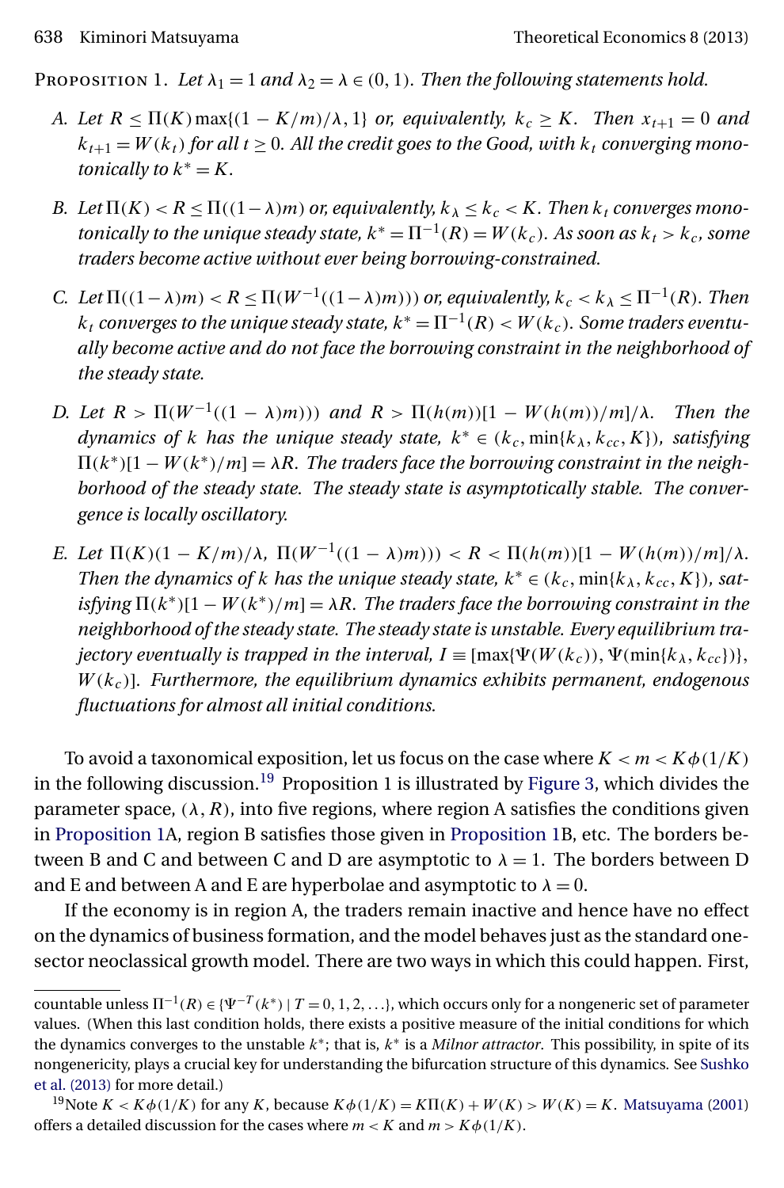Proposition 1. *Let $\lambda_1 = 1$ and $\lambda_2 = \lambda \in (0,1)$. Then the following statements hold.*

A. *Let $R \leq \Pi(K)\max\{(1 - K/m)/\lambda, 1\}$ or, equivalently, $k_c \geq K$. Then $x_{t+1} = 0$ and $k_{t+1} = W(k_t)$ for all $t \geq 0$. All the credit goes to the Good, with $k_t$ converging monotonically to $k^* = K$.*

B. *Let $\Pi(K) < R \leq \Pi((1-\lambda)m)$ or, equivalently, $k_\lambda \leq k_c < K$. Then $k_t$ converges monotonically to the unique steady state, $k^* = \Pi^{-1}(R) = W(k_c)$. As soon as $k_t > k_c$, some traders become active without ever being borrowing-constrained.*

C. *Let $\Pi((1-\lambda)m) < R \leq \Pi(W^{-1}((1-\lambda)m)))$ or, equivalently, $k_c < k_\lambda \leq \Pi^{-1}(R)$. Then $k_t$ converges to the unique steady state, $k^* = \Pi^{-1}(R) < W(k_c)$. Some traders eventually become active and do not face the borrowing constraint in the neighborhood of the steady state.*

D. *Let $R > \Pi(W^{-1}((1-\lambda)m)))$ and $R > \Pi(h(m))[1 - W(h(m))/m]/\lambda$. Then the dynamics of $k$ has the unique steady state, $k^* \in (k_c, \min\{k_\lambda, k_{cc}, K\})$, satisfying $\Pi(k^*)[1 - W(k^*)/m] = \lambda R$. The traders face the borrowing constraint in the neighborhood of the steady state. The steady state is asymptotically stable. The convergence is locally oscillatory.*

E. *Let $\Pi(K)(1 - K/m)/\lambda$, $\Pi(W^{-1}((1-\lambda)m))) < R < \Pi(h(m))[1 - W(h(m))/m]/\lambda$. Then the dynamics of $k$ has the unique steady state, $k^* \in (k_c, \min\{k_\lambda, k_{cc}, K\})$, satisfying $\Pi(k^*)[1 - W(k^*)/m] = \lambda R$. The traders face the borrowing constraint in the neighborhood of the steady state. The steady state is unstable. Every equilibrium trajectory eventually is trapped in the interval, $I \equiv [\max\{\Psi(W(k_c)), \Psi(\min\{k_\lambda, k_{cc}\})\}, W(k_c)]$. Furthermore, the equilibrium dynamics exhibits permanent, endogenous fluctuations for almost all initial conditions.*

To avoid a taxonomical exposition, let us focus on the case where $K < m < K\phi(1/K)$ in the following discussion.[19] Proposition 1 is illustrated by Figure 3, which divides the parameter space, $(\lambda, R)$, into five regions, where region A satisfies the conditions given in Proposition 1A, region B satisfies those given in Proposition 1B, etc. The borders between B and C and between C and D are asymptotic to $\lambda = 1$. The borders between D and E and between A and E are hyperbolae and asymptotic to $\lambda = 0$.

If the economy is in region A, the traders remain inactive and hence have no effect on the dynamics of business formation, and the model behaves just as the standard one-sector neoclassical growth model. There are two ways in which this could happen. First,

---

countable unless $\Pi^{-1}(R) \in \{\Psi^{-T}(k^*) \mid T = 0, 1, 2, \ldots\}$, which occurs only for a nongeneric set of parameter values. (When this last condition holds, there exists a positive measure of the initial conditions for which the dynamics converges to the unstable $k^*$; that is, $k^*$ is a *Milnor attractor*. This possibility, in spite of its nongenericity, plays a crucial key for understanding the bifurcation structure of this dynamics. See Sushko et al. (2013) for more detail.)

[19] Note $K < K\phi(1/K)$ for any $K$, because $K\phi(1/K) = K\Pi(K) + W(K) > W(K) = K$. Matsuyama (2001) offers a detailed discussion for the cases where $m < K$ and $m > K\phi(1/K)$.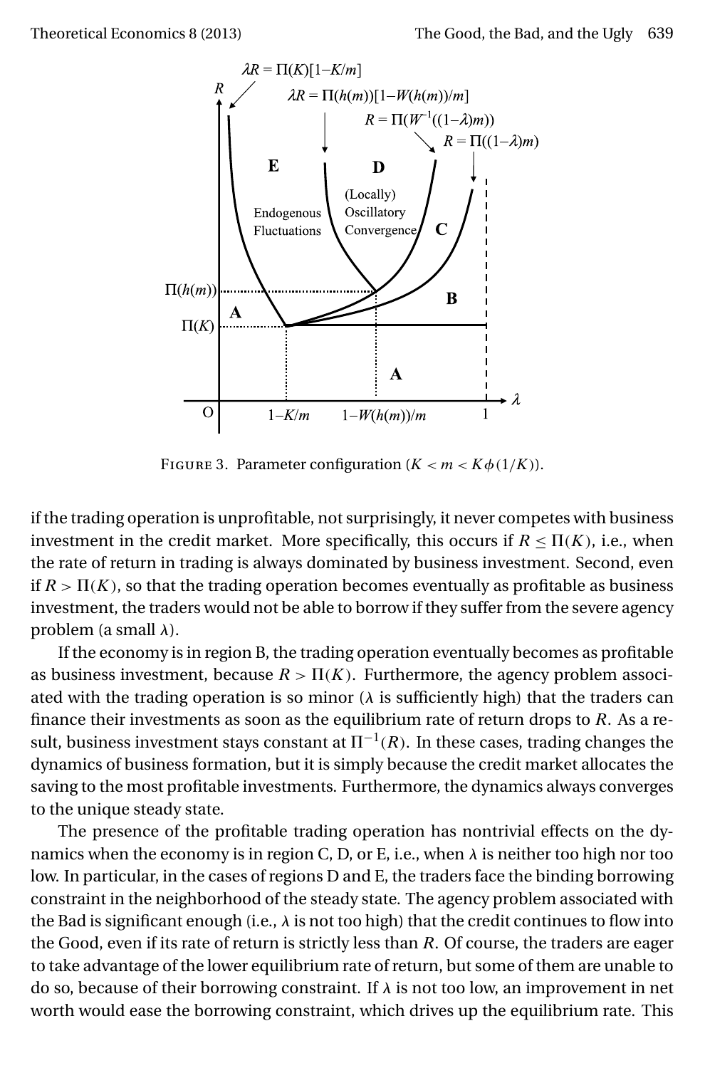FIGURE 3. Parameter configuration ($K < m < K\phi(1/K)$).

if the trading operation is unprofitable, not surprisingly, it never competes with business investment in the credit market. More specifically, this occurs if $R \leq \Pi(K)$, i.e., when the rate of return in trading is always dominated by business investment. Second, even if $R > \Pi(K)$, so that the trading operation becomes eventually as profitable as business investment, the traders would not be able to borrow if they suffer from the severe agency problem (a small $\lambda$).

If the economy is in region B, the trading operation eventually becomes as profitable as business investment, because $R > \Pi(K)$. Furthermore, the agency problem associated with the trading operation is so minor ($\lambda$ is sufficiently high) that the traders can finance their investments as soon as the equilibrium rate of return drops to $R$. As a result, business investment stays constant at $\Pi^{-1}(R)$. In these cases, trading changes the dynamics of business formation, but it is simply because the credit market allocates the saving to the most profitable investments. Furthermore, the dynamics always converges to the unique steady state.

The presence of the profitable trading operation has nontrivial effects on the dynamics when the economy is in region C, D, or E, i.e., when $\lambda$ is neither too high nor too low. In particular, in the cases of regions D and E, the traders face the binding borrowing constraint in the neighborhood of the steady state. The agency problem associated with the Bad is significant enough (i.e., $\lambda$ is not too high) that the credit continues to flow into the Good, even if its rate of return is strictly less than $R$. Of course, the traders are eager to take advantage of the lower equilibrium rate of return, but some of them are unable to do so, because of their borrowing constraint. If $\lambda$ is not too low, an improvement in net worth would ease the borrowing constraint, which drives up the equilibrium rate. This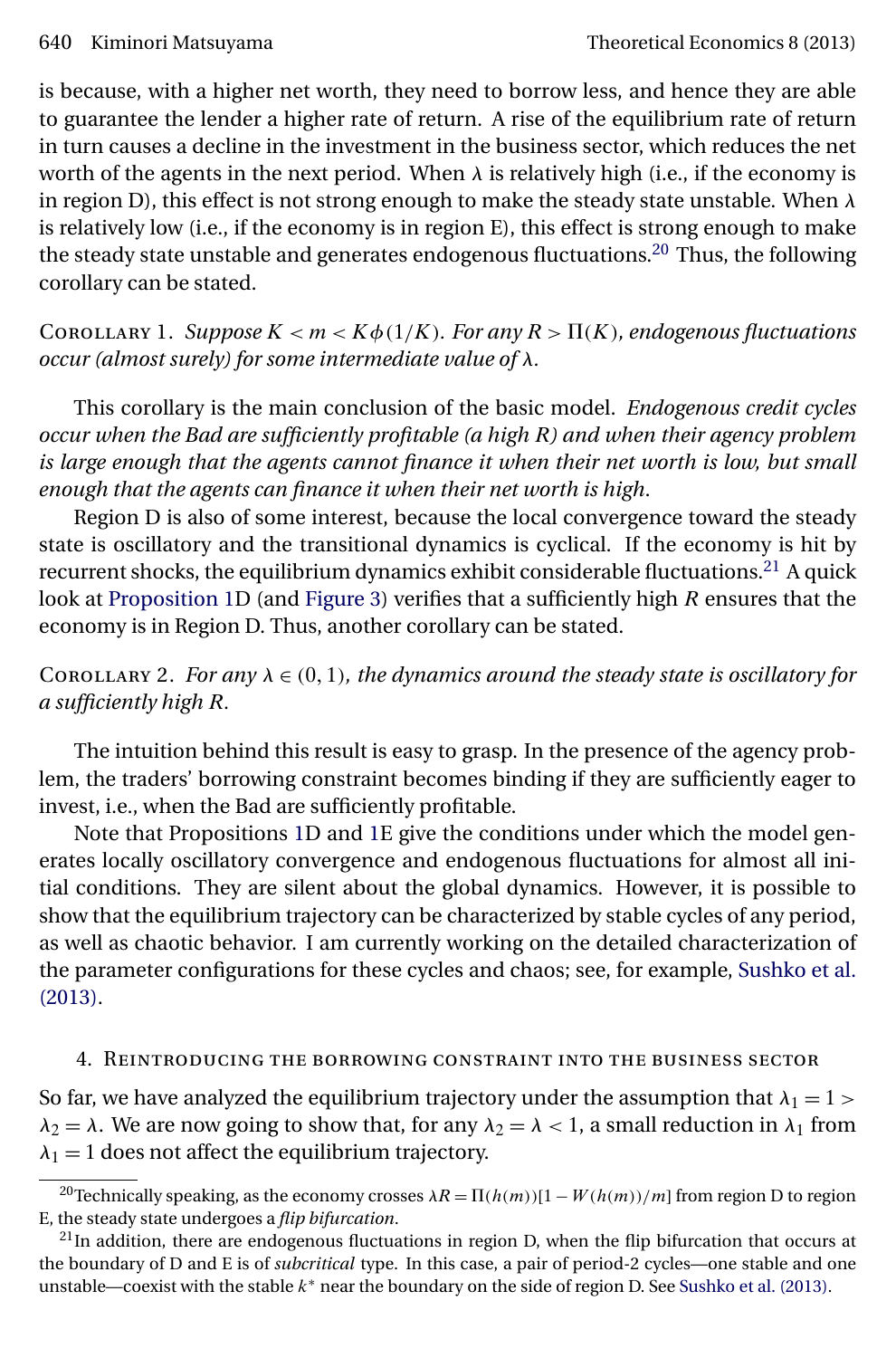is because, with a higher net worth, they need to borrow less, and hence they are able to guarantee the lender a higher rate of return. A rise of the equilibrium rate of return in turn causes a decline in the investment in the business sector, which reduces the net worth of the agents in the next period. When $\lambda$ is relatively high (i.e., if the economy is in region D), this effect is not strong enough to make the steady state unstable. When $\lambda$ is relatively low (i.e., if the economy is in region E), this effect is strong enough to make the steady state unstable and generates endogenous fluctuations.[20] Thus, the following corollary can be stated.

Corollary 1. *Suppose $K < m < K\phi(1/K)$. For any $R > \Pi(K)$, endogenous fluctuations occur (almost surely) for some intermediate value of $\lambda$.*

This corollary is the main conclusion of the basic model. *Endogenous credit cycles occur when the Bad are sufficiently profitable (a high $R$) and when their agency problem is large enough that the agents cannot finance it when their net worth is low, but small enough that the agents can finance it when their net worth is high.*

Region D is also of some interest, because the local convergence toward the steady state is oscillatory and the transitional dynamics is cyclical. If the economy is hit by recurrent shocks, the equilibrium dynamics exhibit considerable fluctuations.[21] A quick look at Proposition 1D (and Figure 3) verifies that a sufficiently high $R$ ensures that the economy is in Region D. Thus, another corollary can be stated.

Corollary 2. *For any $\lambda \in (0, 1)$, the dynamics around the steady state is oscillatory for a sufficiently high $R$.*

The intuition behind this result is easy to grasp. In the presence of the agency problem, the traders' borrowing constraint becomes binding if they are sufficiently eager to invest, i.e., when the Bad are sufficiently profitable.

Note that Propositions 1D and 1E give the conditions under which the model generates locally oscillatory convergence and endogenous fluctuations for almost all initial conditions. They are silent about the global dynamics. However, it is possible to show that the equilibrium trajectory can be characterized by stable cycles of any period, as well as chaotic behavior. I am currently working on the detailed characterization of the parameter configurations for these cycles and chaos; see, for example, Sushko et al. (2013).

## 4. Reintroducing the borrowing constraint into the business sector

So far, we have analyzed the equilibrium trajectory under the assumption that $\lambda_1 = 1 > \lambda_2 = \lambda$. We are now going to show that, for any $\lambda_2 = \lambda < 1$, a small reduction in $\lambda_1$ from $\lambda_1 = 1$ does not affect the equilibrium trajectory.

---

[20] Technically speaking, as the economy crosses $\lambda R = \Pi(h(m))[1 - W(h(m))/m]$ from region D to region E, the steady state undergoes a *flip bifurcation*.

[21] In addition, there are endogenous fluctuations in region D, when the flip bifurcation that occurs at the boundary of D and E is of *subcritical* type. In this case, a pair of period-2 cycles—one stable and one unstable—coexist with the stable $k^*$ near the boundary on the side of region D. See Sushko et al. (2013).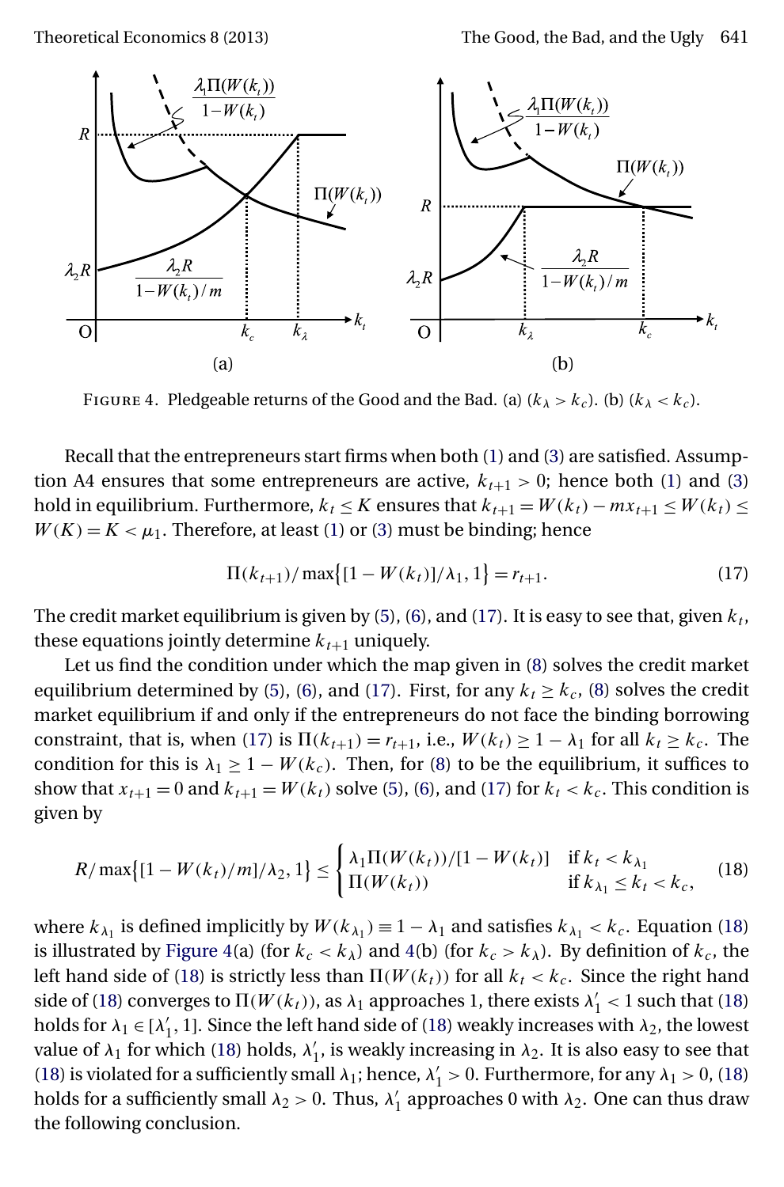FIGURE 4. Pledgeable returns of the Good and the Bad. (a) ($k_\lambda > k_c$). (b) ($k_\lambda < k_c$).

Recall that the entrepreneurs start firms when both (1) and (3) are satisfied. Assumption A4 ensures that some entrepreneurs are active, $k_{t+1} > 0$; hence both (1) and (3) hold in equilibrium. Furthermore, $k_t \le K$ ensures that $k_{t+1} = W(k_t) - mx_{t+1} \le W(k_t) \le W(K) = K < \mu_1$. Therefore, at least (1) or (3) must be binding; hence

$$\Pi(k_{t+1})/\max\{[1 - W(k_t)]/\lambda_1, 1\} = r_{t+1}. \tag{17}$$

The credit market equilibrium is given by (5), (6), and (17). It is easy to see that, given $k_t$, these equations jointly determine $k_{t+1}$ uniquely.

Let us find the condition under which the map given in (8) solves the credit market equilibrium determined by (5), (6), and (17). First, for any $k_t \ge k_c$, (8) solves the credit market equilibrium if and only if the entrepreneurs do not face the binding borrowing constraint, that is, when (17) is $\Pi(k_{t+1}) = r_{t+1}$, i.e., $W(k_t) \ge 1 - \lambda_1$ for all $k_t \ge k_c$. The condition for this is $\lambda_1 \ge 1 - W(k_c)$. Then, for (8) to be the equilibrium, it suffices to show that $x_{t+1} = 0$ and $k_{t+1} = W(k_t)$ solve (5), (6), and (17) for $k_t < k_c$. This condition is given by

$$R/\max\{[1 - W(k_t)/m]/\lambda_2, 1\} \le \begin{cases} \lambda_1 \Pi(W(k_t))/[1 - W(k_t)] & \text{if } k_t < k_{\lambda_1} \\ \Pi(W(k_t)) & \text{if } k_{\lambda_1} \le k_t < k_c, \end{cases} \tag{18}$$

where $k_{\lambda_1}$ is defined implicitly by $W(k_{\lambda_1}) \equiv 1 - \lambda_1$ and satisfies $k_{\lambda_1} < k_c$. Equation (18) is illustrated by Figure 4(a) (for $k_c < k_\lambda$) and 4(b) (for $k_c > k_\lambda$). By definition of $k_c$, the left hand side of (18) is strictly less than $\Pi(W(k_t))$ for all $k_t < k_c$. Since the right hand side of (18) converges to $\Pi(W(k_t))$, as $\lambda_1$ approaches 1, there exists $\lambda_1' < 1$ such that (18) holds for $\lambda_1 \in [\lambda_1', 1]$. Since the left hand side of (18) weakly increases with $\lambda_2$, the lowest value of $\lambda_1$ for which (18) holds, $\lambda_1'$, is weakly increasing in $\lambda_2$. It is also easy to see that (18) is violated for a sufficiently small $\lambda_1$; hence, $\lambda_1' > 0$. Furthermore, for any $\lambda_1 > 0$, (18) holds for a sufficiently small $\lambda_2 > 0$. Thus, $\lambda_1'$ approaches 0 with $\lambda_2$. One can thus draw the following conclusion.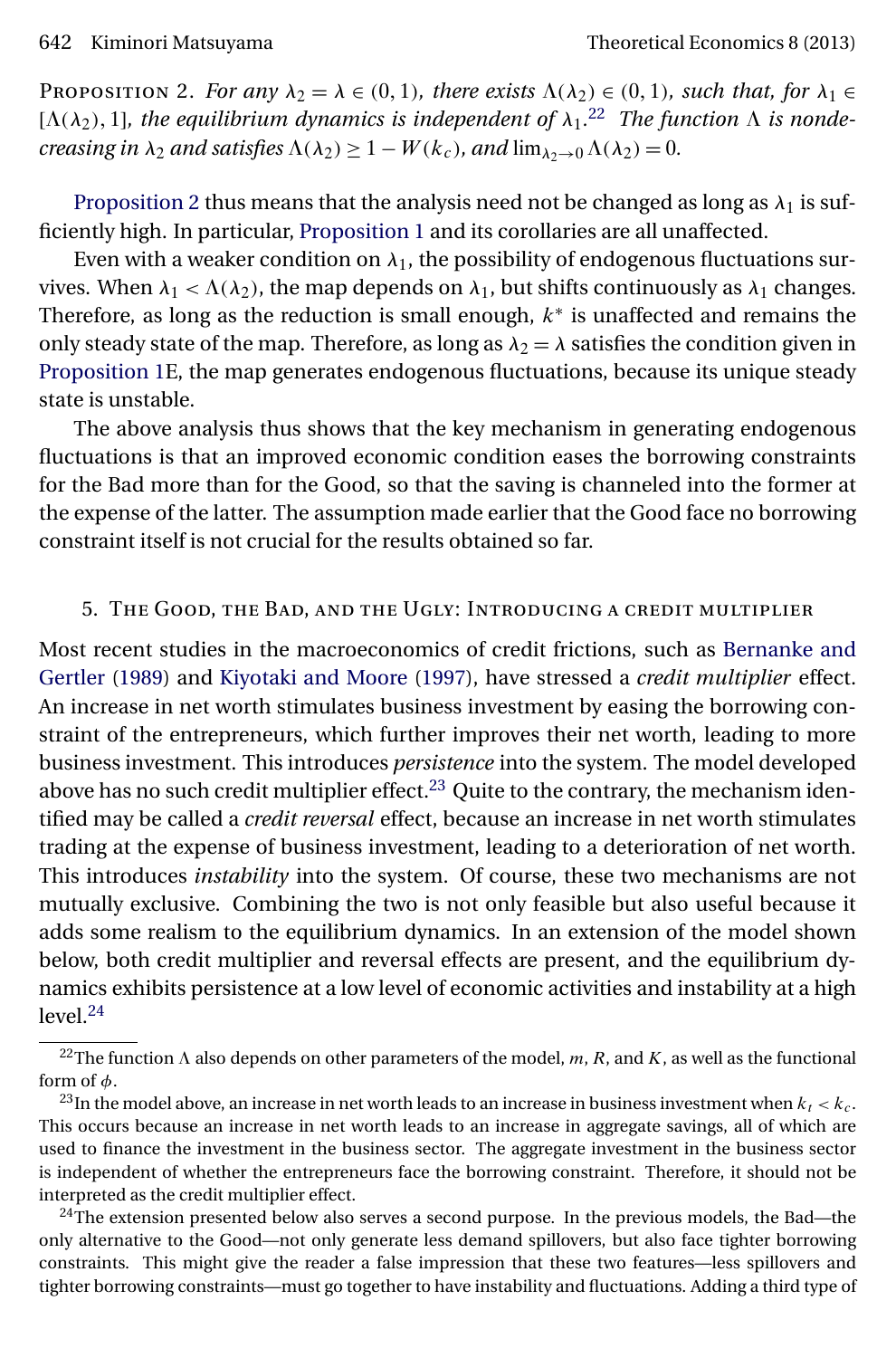Proposition 2. *For any $\lambda_2 = \lambda \in (0,1)$, there exists $\Lambda(\lambda_2) \in (0,1)$, such that, for $\lambda_1 \in [\Lambda(\lambda_2), 1]$, the equilibrium dynamics is independent of $\lambda_1$.*[22] *The function $\Lambda$ is nondecreasing in $\lambda_2$ and satisfies $\Lambda(\lambda_2) \geq 1 - W(k_c)$, and $\lim_{\lambda_2 \to 0} \Lambda(\lambda_2) = 0$.*

Proposition 2 thus means that the analysis need not be changed as long as $\lambda_1$ is sufficiently high. In particular, Proposition 1 and its corollaries are all unaffected.

Even with a weaker condition on $\lambda_1$, the possibility of endogenous fluctuations survives. When $\lambda_1 < \Lambda(\lambda_2)$, the map depends on $\lambda_1$, but shifts continuously as $\lambda_1$ changes. Therefore, as long as the reduction is small enough, $k^*$ is unaffected and remains the only steady state of the map. Therefore, as long as $\lambda_2 = \lambda$ satisfies the condition given in Proposition 1E, the map generates endogenous fluctuations, because its unique steady state is unstable.

The above analysis thus shows that the key mechanism in generating endogenous fluctuations is that an improved economic condition eases the borrowing constraints for the Bad more than for the Good, so that the saving is channeled into the former at the expense of the latter. The assumption made earlier that the Good face no borrowing constraint itself is not crucial for the results obtained so far.

## 5. The Good, the Bad, and the Ugly: Introducing a credit multiplier

Most recent studies in the macroeconomics of credit frictions, such as Bernanke and Gertler (1989) and Kiyotaki and Moore (1997), have stressed a *credit multiplier* effect. An increase in net worth stimulates business investment by easing the borrowing constraint of the entrepreneurs, which further improves their net worth, leading to more business investment. This introduces *persistence* into the system. The model developed above has no such credit multiplier effect.[23] Quite to the contrary, the mechanism identified may be called a *credit reversal* effect, because an increase in net worth stimulates trading at the expense of business investment, leading to a deterioration of net worth. This introduces *instability* into the system. Of course, these two mechanisms are not mutually exclusive. Combining the two is not only feasible but also useful because it adds some realism to the equilibrium dynamics. In an extension of the model shown below, both credit multiplier and reversal effects are present, and the equilibrium dynamics exhibits persistence at a low level of economic activities and instability at a high level.[24]

---

[22] The function $\Lambda$ also depends on other parameters of the model, $m$, $R$, and $K$, as well as the functional form of $\phi$.

[23] In the model above, an increase in net worth leads to an increase in business investment when $k_t < k_c$. This occurs because an increase in net worth leads to an increase in aggregate savings, all of which are used to finance the investment in the business sector. The aggregate investment in the business sector is independent of whether the entrepreneurs face the borrowing constraint. Therefore, it should not be interpreted as the credit multiplier effect.

[24] The extension presented below also serves a second purpose. In the previous models, the Bad—the only alternative to the Good—not only generate less demand spillovers, but also face tighter borrowing constraints. This might give the reader a false impression that these two features—less spillovers and tighter borrowing constraints—must go together to have instability and fluctuations. Adding a third type of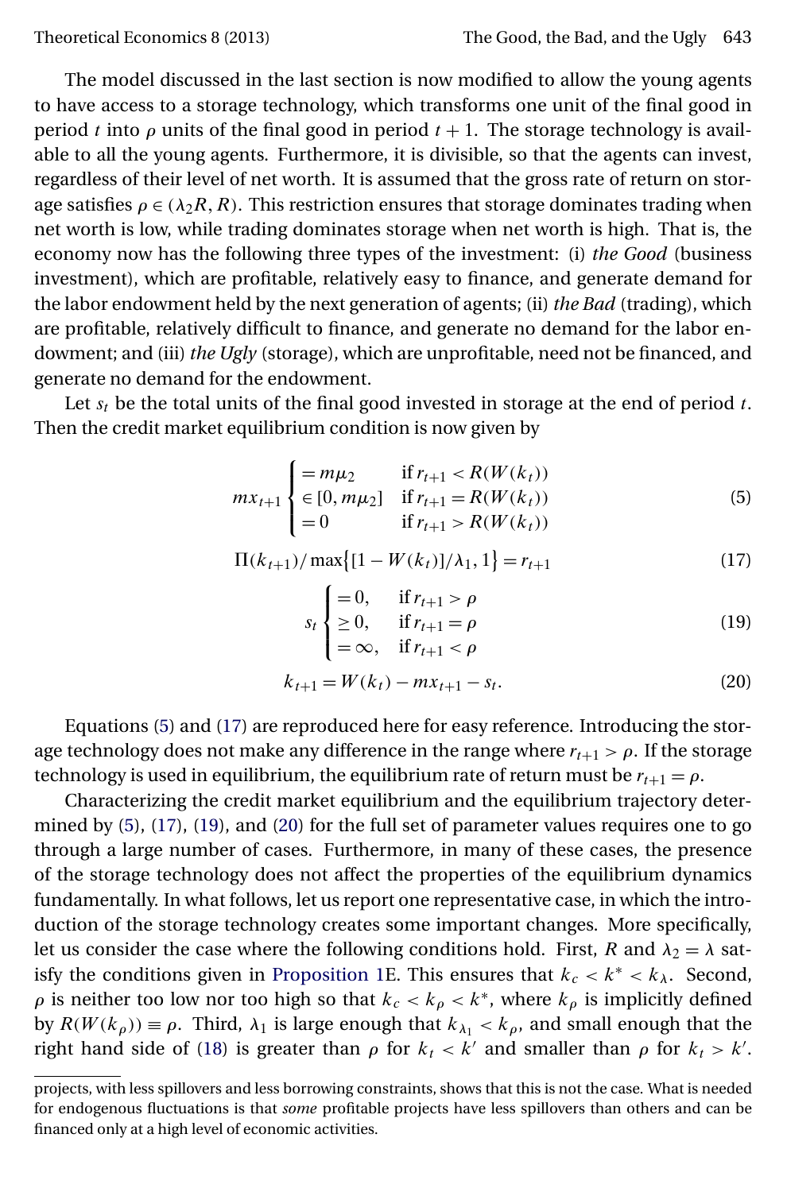The model discussed in the last section is now modified to allow the young agents to have access to a storage technology, which transforms one unit of the final good in period $t$ into $\rho$ units of the final good in period $t+1$. The storage technology is available to all the young agents. Furthermore, it is divisible, so that the agents can invest, regardless of their level of net worth. It is assumed that the gross rate of return on storage satisfies $\rho \in (\lambda_2 R, R)$. This restriction ensures that storage dominates trading when net worth is low, while trading dominates storage when net worth is high. That is, the economy now has the following three types of the investment: (i) *the Good* (business investment), which are profitable, relatively easy to finance, and generate demand for the labor endowment held by the next generation of agents; (ii) *the Bad* (trading), which are profitable, relatively difficult to finance, and generate no demand for the labor endowment; and (iii) *the Ugly* (storage), which are unprofitable, need not be financed, and generate no demand for the endowment.

Let $s_t$ be the total units of the final good invested in storage at the end of period $t$. Then the credit market equilibrium condition is now given by

$$mx_{t+1} \begin{cases} = m\mu_2 & \text{if } r_{t+1} < R(W(k_t)) \\ \in [0, m\mu_2] & \text{if } r_{t+1} = R(W(k_t)) \\ = 0 & \text{if } r_{t+1} > R(W(k_t)) \end{cases} \tag{5}$$

$$\Pi(k_{t+1}) / \max\{[1 - W(k_t)]/\lambda_1, 1\} = r_{t+1} \tag{17}$$

$$s_t \begin{cases} = 0, & \text{if } r_{t+1} > \rho \\ \geq 0, & \text{if } r_{t+1} = \rho \\ = \infty, & \text{if } r_{t+1} < \rho \end{cases} \tag{19}$$

$$k_{t+1} = W(k_t) - mx_{t+1} - s_t. \tag{20}$$

Equations (5) and (17) are reproduced here for easy reference. Introducing the storage technology does not make any difference in the range where $r_{t+1} > \rho$. If the storage technology is used in equilibrium, the equilibrium rate of return must be $r_{t+1} = \rho$.

Characterizing the credit market equilibrium and the equilibrium trajectory determined by (5), (17), (19), and (20) for the full set of parameter values requires one to go through a large number of cases. Furthermore, in many of these cases, the presence of the storage technology does not affect the properties of the equilibrium dynamics fundamentally. In what follows, let us report one representative case, in which the introduction of the storage technology creates some important changes. More specifically, let us consider the case where the following conditions hold. First, $R$ and $\lambda_2 = \lambda$ satisfy the conditions given in Proposition 1E. This ensures that $k_c < k^* < k_\lambda$. Second, $\rho$ is neither too low nor too high so that $k_c < k_\rho < k^*$, where $k_\rho$ is implicitly defined by $R(W(k_\rho)) \equiv \rho$. Third, $\lambda_1$ is large enough that $k_{\lambda_1} < k_\rho$, and small enough that the right hand side of (18) is greater than $\rho$ for $k_t < k'$ and smaller than $\rho$ for $k_t > k'$.

projects, with less spillovers and less borrowing constraints, shows that this is not the case. What is needed for endogenous fluctuations is that *some* profitable projects have less spillovers than others and can be financed only at a high level of economic activities.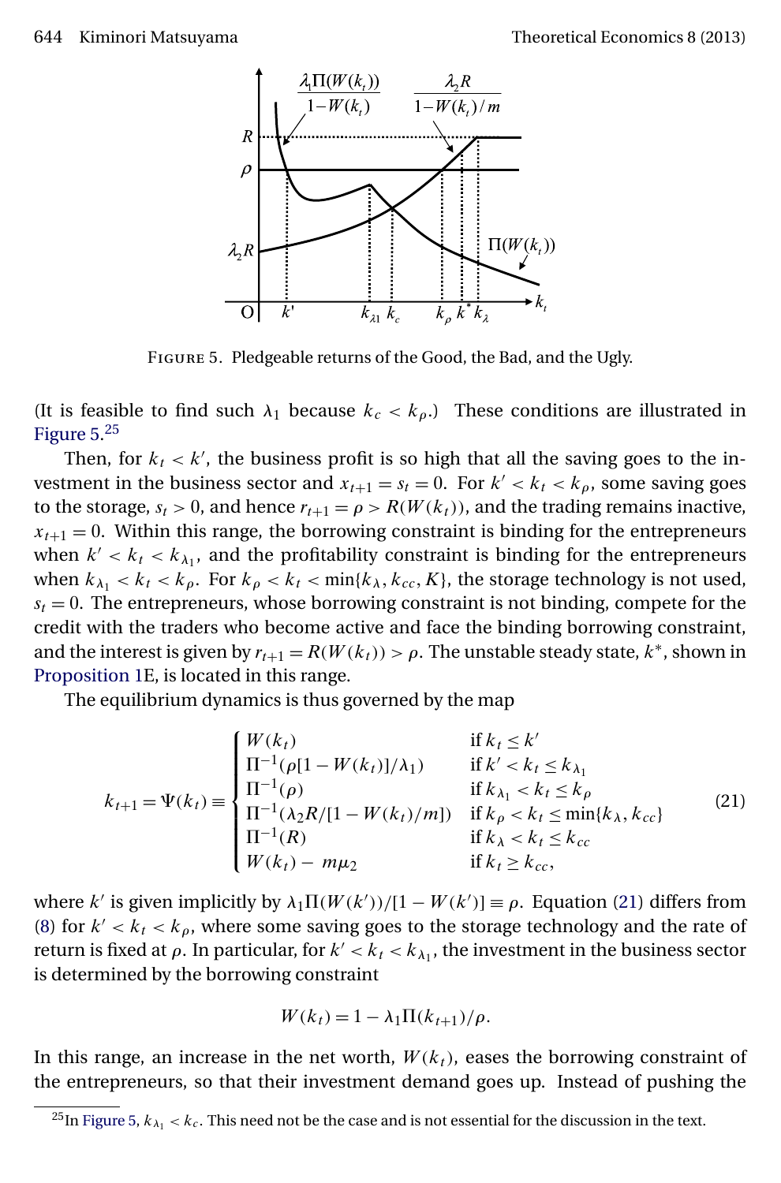FIGURE 5. Pledgeable returns of the Good, the Bad, and the Ugly.

(It is feasible to find such $\lambda_1$ because $k_c < k_\rho$.) These conditions are illustrated in Figure 5.[25]

Then, for $k_t < k'$, the business profit is so high that all the saving goes to the investment in the business sector and $x_{t+1} = s_t = 0$. For $k' < k_t < k_\rho$, some saving goes to the storage, $s_t > 0$, and hence $r_{t+1} = \rho > R(W(k_t))$, and the trading remains inactive, $x_{t+1} = 0$. Within this range, the borrowing constraint is binding for the entrepreneurs when $k' < k_t < k_{\lambda_1}$, and the profitability constraint is binding for the entrepreneurs when $k_{\lambda_1} < k_t < k_\rho$. For $k_\rho < k_t < \min\{k_\lambda, k_{cc}, K\}$, the storage technology is not used, $s_t = 0$. The entrepreneurs, whose borrowing constraint is not binding, compete for the credit with the traders who become active and face the binding borrowing constraint, and the interest is given by $r_{t+1} = R(W(k_t)) > \rho$. The unstable steady state, $k^*$, shown in Proposition 1E, is located in this range.

The equilibrium dynamics is thus governed by the map

$$
k_{t+1} = \Psi(k_t) \equiv \begin{cases} W(k_t) & \text{if } k_t \le k' \\ \Pi^{-1}(\rho[1 - W(k_t)]/\lambda_1) & \text{if } k' < k_t \le k_{\lambda_1} \\ \Pi^{-1}(\rho) & \text{if } k_{\lambda_1} < k_t \le k_\rho \\ \Pi^{-1}(\lambda_2 R/[1 - W(k_t)/m]) & \text{if } k_\rho < k_t \le \min\{k_\lambda, k_{cc}\} \\ \Pi^{-1}(R) & \text{if } k_\lambda < k_t \le k_{cc} \\ W(k_t) - m\mu_2 & \text{if } k_t \ge k_{cc}, \end{cases} \tag{21}
$$

where $k'$ is given implicitly by $\lambda_1 \Pi(W(k'))/[1 - W(k')] \equiv \rho$. Equation (21) differs from (8) for $k' < k_t < k_\rho$, where some saving goes to the storage technology and the rate of return is fixed at $\rho$. In particular, for $k' < k_t < k_{\lambda_1}$, the investment in the business sector is determined by the borrowing constraint

$$
W(k_t) = 1 - \lambda_1 \Pi(k_{t+1})/\rho.
$$

In this range, an increase in the net worth, $W(k_t)$, eases the borrowing constraint of the entrepreneurs, so that their investment demand goes up. Instead of pushing the

[25] In Figure 5, $k_{\lambda_1} < k_c$. This need not be the case and is not essential for the discussion in the text.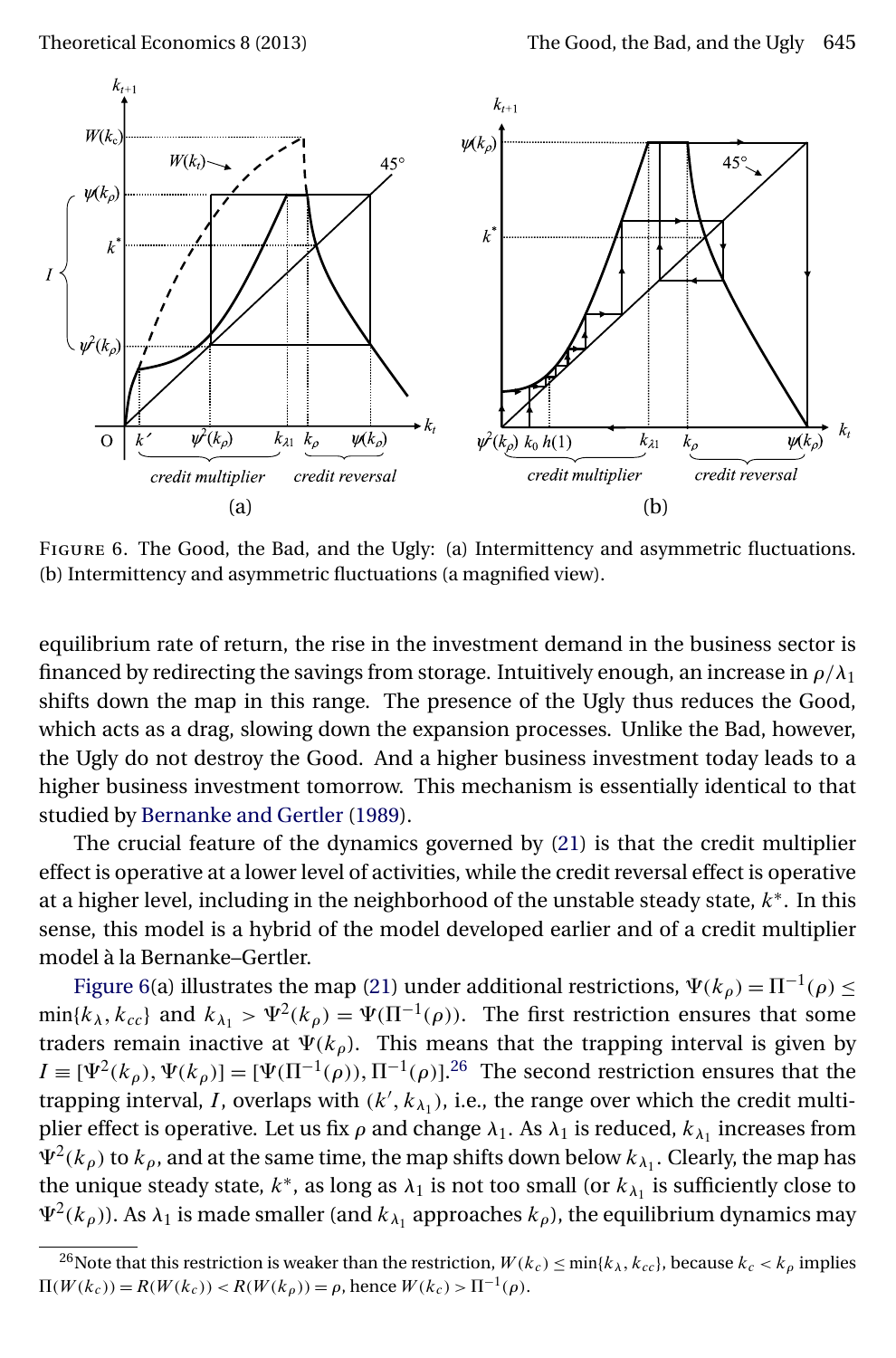FIGURE 6. The Good, the Bad, and the Ugly: (a) Intermittency and asymmetric fluctuations. (b) Intermittency and asymmetric fluctuations (a magnified view).

equilibrium rate of return, the rise in the investment demand in the business sector is financed by redirecting the savings from storage. Intuitively enough, an increase in $\rho/\lambda_1$ shifts down the map in this range. The presence of the Ugly thus reduces the Good, which acts as a drag, slowing down the expansion processes. Unlike the Bad, however, the Ugly do not destroy the Good. And a higher business investment today leads to a higher business investment tomorrow. This mechanism is essentially identical to that studied by Bernanke and Gertler (1989).

The crucial feature of the dynamics governed by (21) is that the credit multiplier effect is operative at a lower level of activities, while the credit reversal effect is operative at a higher level, including in the neighborhood of the unstable steady state, $k^*$. In this sense, this model is a hybrid of the model developed earlier and of a credit multiplier model à la Bernanke–Gertler.

Figure 6(a) illustrates the map (21) under additional restrictions, $\Psi(k_\rho) = \Pi^{-1}(\rho) \leq \min\{k_\lambda, k_{cc}\}$ and $k_{\lambda_1} > \Psi^2(k_\rho) = \Psi(\Pi^{-1}(\rho))$. The first restriction ensures that some traders remain inactive at $\Psi(k_\rho)$. This means that the trapping interval is given by $I \equiv [\Psi^2(k_\rho), \Psi(k_\rho)] = [\Psi(\Pi^{-1}(\rho)), \Pi^{-1}(\rho)]$.[26] The second restriction ensures that the trapping interval, $I$, overlaps with $(k', k_{\lambda_1})$, i.e., the range over which the credit multiplier effect is operative. Let us fix $\rho$ and change $\lambda_1$. As $\lambda_1$ is reduced, $k_{\lambda_1}$ increases from $\Psi^2(k_\rho)$ to $k_\rho$, and at the same time, the map shifts down below $k_{\lambda_1}$. Clearly, the map has the unique steady state, $k^*$, as long as $\lambda_1$ is not too small (or $k_{\lambda_1}$ is sufficiently close to $\Psi^2(k_\rho)$). As $\lambda_1$ is made smaller (and $k_{\lambda_1}$ approaches $k_\rho$), the equilibrium dynamics may

[26] Note that this restriction is weaker than the restriction, $W(k_c) \leq \min\{k_\lambda, k_{cc}\}$, because $k_c < k_\rho$ implies $\Pi(W(k_c)) = R(W(k_c)) < R(W(k_\rho)) = \rho$, hence $W(k_c) > \Pi^{-1}(\rho)$.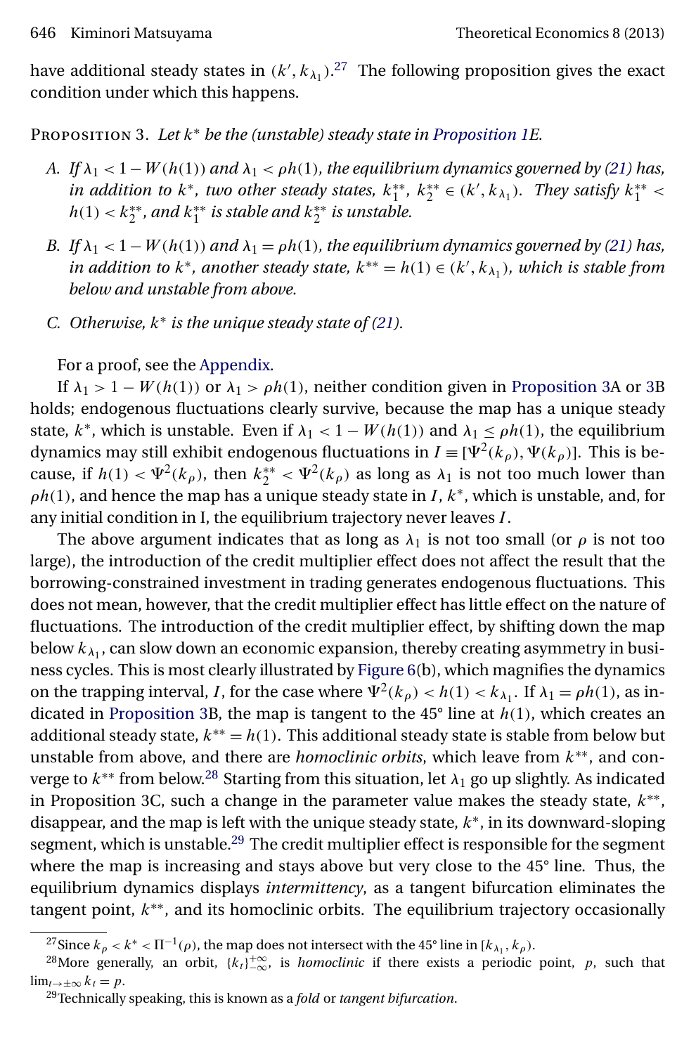have additional steady states in $(k', k_{\lambda_1})$.[27] The following proposition gives the exact condition under which this happens.

Proposition 3. *Let $k^*$ be the (unstable) steady state in Proposition 1E.*

*A. If $\lambda_1 < 1 - W(h(1))$ and $\lambda_1 < \rho h(1)$, the equilibrium dynamics governed by (21) has, in addition to $k^*$, two other steady states, $k_1^{**}$, $k_2^{**} \in (k', k_{\lambda_1})$. They satisfy $k_1^{**} < h(1) < k_2^{**}$, and $k_1^{**}$ is stable and $k_2^{**}$ is unstable.*

*B. If $\lambda_1 < 1 - W(h(1))$ and $\lambda_1 = \rho h(1)$, the equilibrium dynamics governed by (21) has, in addition to $k^*$, another steady state, $k^{**} = h(1) \in (k', k_{\lambda_1})$, which is stable from below and unstable from above.*

*C. Otherwise, $k^*$ is the unique steady state of (21).*

For a proof, see the Appendix.

If $\lambda_1 > 1 - W(h(1))$ or $\lambda_1 > \rho h(1)$, neither condition given in Proposition 3A or 3B holds; endogenous fluctuations clearly survive, because the map has a unique steady state, $k^*$, which is unstable. Even if $\lambda_1 < 1 - W(h(1))$ and $\lambda_1 \leq \rho h(1)$, the equilibrium dynamics may still exhibit endogenous fluctuations in $I \equiv [\Psi^2(k_\rho), \Psi(k_\rho)]$. This is because, if $h(1) < \Psi^2(k_\rho)$, then $k_2^{**} < \Psi^2(k_\rho)$ as long as $\lambda_1$ is not too much lower than $\rho h(1)$, and hence the map has a unique steady state in $I$, $k^*$, which is unstable, and, for any initial condition in I, the equilibrium trajectory never leaves $I$.

The above argument indicates that as long as $\lambda_1$ is not too small (or $\rho$ is not too large), the introduction of the credit multiplier effect does not affect the result that the borrowing-constrained investment in trading generates endogenous fluctuations. This does not mean, however, that the credit multiplier effect has little effect on the nature of fluctuations. The introduction of the credit multiplier effect, by shifting down the map below $k_{\lambda_1}$, can slow down an economic expansion, thereby creating asymmetry in business cycles. This is most clearly illustrated by Figure 6(b), which magnifies the dynamics on the trapping interval, $I$, for the case where $\Psi^2(k_\rho) < h(1) < k_{\lambda_1}$. If $\lambda_1 = \rho h(1)$, as indicated in Proposition 3B, the map is tangent to the 45° line at $h(1)$, which creates an additional steady state, $k^{**} = h(1)$. This additional steady state is stable from below but unstable from above, and there are *homoclinic orbits*, which leave from $k^{**}$, and converge to $k^{**}$ from below.[28] Starting from this situation, let $\lambda_1$ go up slightly. As indicated in Proposition 3C, such a change in the parameter value makes the steady state, $k^{**}$, disappear, and the map is left with the unique steady state, $k^*$, in its downward-sloping segment, which is unstable.[29] The credit multiplier effect is responsible for the segment where the map is increasing and stays above but very close to the 45° line. Thus, the equilibrium dynamics displays *intermittency*, as a tangent bifurcation eliminates the tangent point, $k^{**}$, and its homoclinic orbits. The equilibrium trajectory occasionally

[27] Since $k_\rho < k^* < \Pi^{-1}(\rho)$, the map does not intersect with the 45° line in $[k_{\lambda_1}, k_\rho)$.

[28] More generally, an orbit, $\{k_t\}_{-\infty}^{+\infty}$, is *homoclinic* if there exists a periodic point, $p$, such that $\lim_{t\to\pm\infty} k_t = p$.

[29] Technically speaking, this is known as a *fold* or *tangent bifurcation*.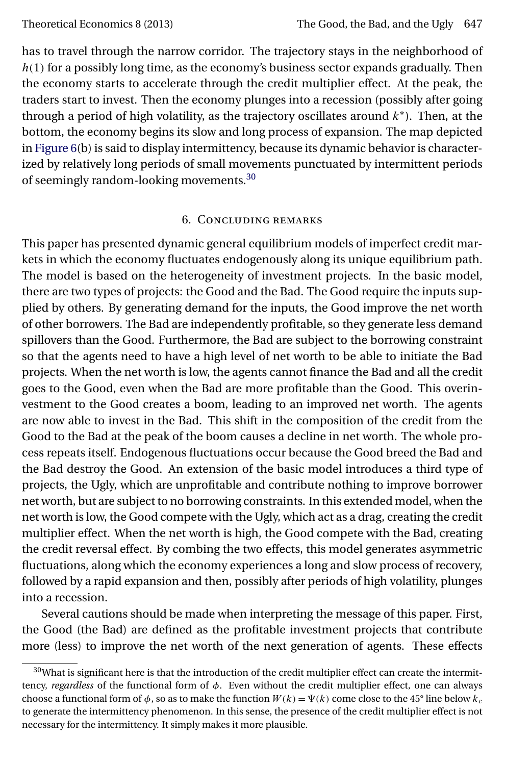has to travel through the narrow corridor. The trajectory stays in the neighborhood of $h(1)$ for a possibly long time, as the economy's business sector expands gradually. Then the economy starts to accelerate through the credit multiplier effect. At the peak, the traders start to invest. Then the economy plunges into a recession (possibly after going through a period of high volatility, as the trajectory oscillates around $k^*$). Then, at the bottom, the economy begins its slow and long process of expansion. The map depicted in Figure 6(b) is said to display intermittency, because its dynamic behavior is characterized by relatively long periods of small movements punctuated by intermittent periods of seemingly random-looking movements.[30]

## 6. Concluding remarks

This paper has presented dynamic general equilibrium models of imperfect credit markets in which the economy fluctuates endogenously along its unique equilibrium path. The model is based on the heterogeneity of investment projects. In the basic model, there are two types of projects: the Good and the Bad. The Good require the inputs supplied by others. By generating demand for the inputs, the Good improve the net worth of other borrowers. The Bad are independently profitable, so they generate less demand spillovers than the Good. Furthermore, the Bad are subject to the borrowing constraint so that the agents need to have a high level of net worth to be able to initiate the Bad projects. When the net worth is low, the agents cannot finance the Bad and all the credit goes to the Good, even when the Bad are more profitable than the Good. This overinvestment to the Good creates a boom, leading to an improved net worth. The agents are now able to invest in the Bad. This shift in the composition of the credit from the Good to the Bad at the peak of the boom causes a decline in net worth. The whole process repeats itself. Endogenous fluctuations occur because the Good breed the Bad and the Bad destroy the Good. An extension of the basic model introduces a third type of projects, the Ugly, which are unprofitable and contribute nothing to improve borrower net worth, but are subject to no borrowing constraints. In this extended model, when the net worth is low, the Good compete with the Ugly, which act as a drag, creating the credit multiplier effect. When the net worth is high, the Good compete with the Bad, creating the credit reversal effect. By combing the two effects, this model generates asymmetric fluctuations, along which the economy experiences a long and slow process of recovery, followed by a rapid expansion and then, possibly after periods of high volatility, plunges into a recession.

Several cautions should be made when interpreting the message of this paper. First, the Good (the Bad) are defined as the profitable investment projects that contribute more (less) to improve the net worth of the next generation of agents. These effects

[30] What is significant here is that the introduction of the credit multiplier effect can create the intermittency, *regardless* of the functional form of $\phi$. Even without the credit multiplier effect, one can always choose a functional form of $\phi$, so as to make the function $W(k) = \Psi(k)$ come close to the 45° line below $k_c$ to generate the intermittency phenomenon. In this sense, the presence of the credit multiplier effect is not necessary for the intermittency. It simply makes it more plausible.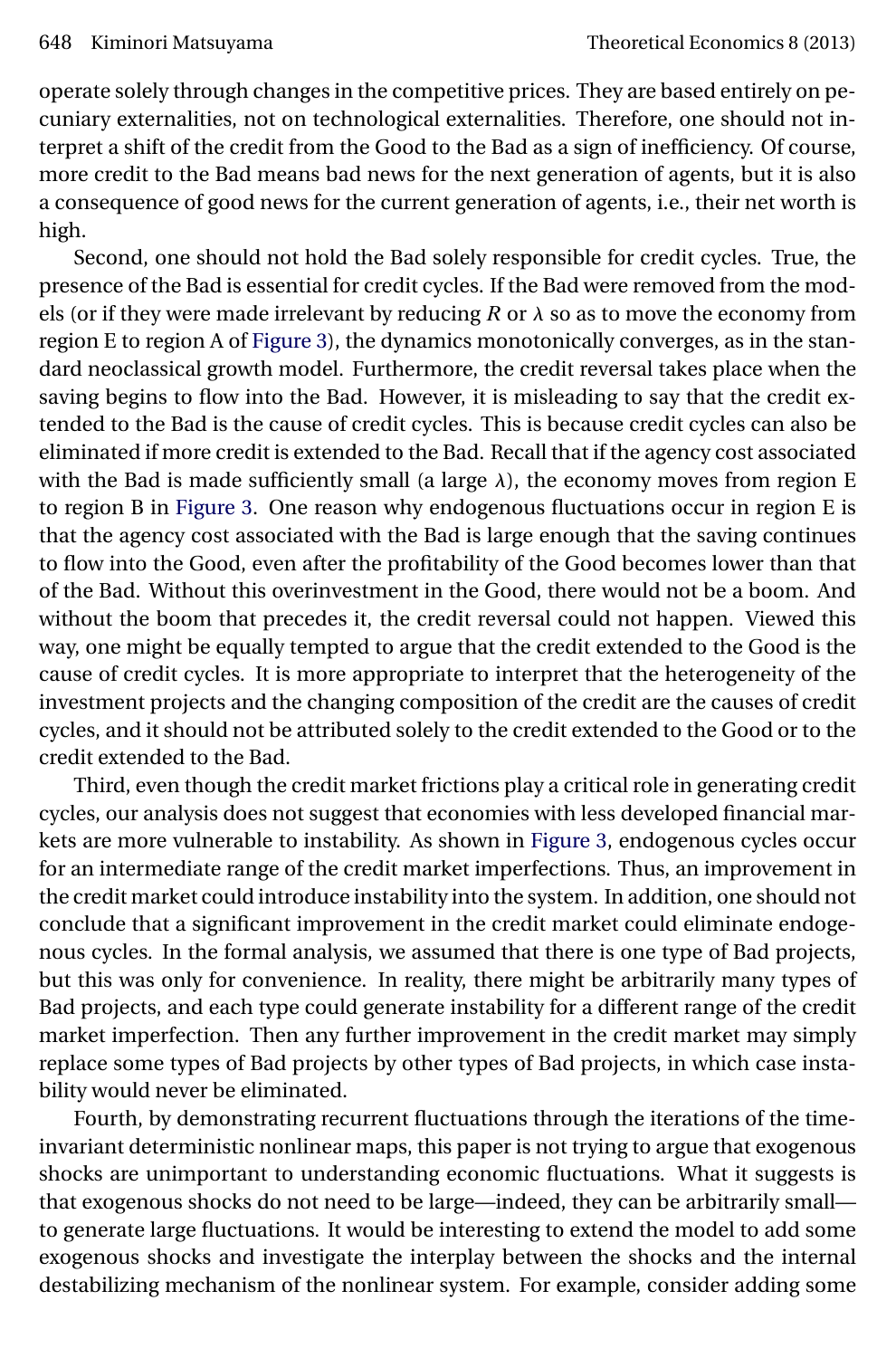operate solely through changes in the competitive prices. They are based entirely on pecuniary externalities, not on technological externalities. Therefore, one should not interpret a shift of the credit from the Good to the Bad as a sign of inefficiency. Of course, more credit to the Bad means bad news for the next generation of agents, but it is also a consequence of good news for the current generation of agents, i.e., their net worth is high.

Second, one should not hold the Bad solely responsible for credit cycles. True, the presence of the Bad is essential for credit cycles. If the Bad were removed from the models (or if they were made irrelevant by reducing $R$ or $\lambda$ so as to move the economy from region E to region A of Figure 3), the dynamics monotonically converges, as in the standard neoclassical growth model. Furthermore, the credit reversal takes place when the saving begins to flow into the Bad. However, it is misleading to say that the credit extended to the Bad is the cause of credit cycles. This is because credit cycles can also be eliminated if more credit is extended to the Bad. Recall that if the agency cost associated with the Bad is made sufficiently small (a large $\lambda$), the economy moves from region E to region B in Figure 3. One reason why endogenous fluctuations occur in region E is that the agency cost associated with the Bad is large enough that the saving continues to flow into the Good, even after the profitability of the Good becomes lower than that of the Bad. Without this overinvestment in the Good, there would not be a boom. And without the boom that precedes it, the credit reversal could not happen. Viewed this way, one might be equally tempted to argue that the credit extended to the Good is the cause of credit cycles. It is more appropriate to interpret that the heterogeneity of the investment projects and the changing composition of the credit are the causes of credit cycles, and it should not be attributed solely to the credit extended to the Good or to the credit extended to the Bad.

Third, even though the credit market frictions play a critical role in generating credit cycles, our analysis does not suggest that economies with less developed financial markets are more vulnerable to instability. As shown in Figure 3, endogenous cycles occur for an intermediate range of the credit market imperfections. Thus, an improvement in the credit market could introduce instability into the system. In addition, one should not conclude that a significant improvement in the credit market could eliminate endogenous cycles. In the formal analysis, we assumed that there is one type of Bad projects, but this was only for convenience. In reality, there might be arbitrarily many types of Bad projects, and each type could generate instability for a different range of the credit market imperfection. Then any further improvement in the credit market may simply replace some types of Bad projects by other types of Bad projects, in which case instability would never be eliminated.

Fourth, by demonstrating recurrent fluctuations through the iterations of the time-invariant deterministic nonlinear maps, this paper is not trying to argue that exogenous shocks are unimportant to understanding economic fluctuations. What it suggests is that exogenous shocks do not need to be large—indeed, they can be arbitrarily small—to generate large fluctuations. It would be interesting to extend the model to add some exogenous shocks and investigate the interplay between the shocks and the internal destabilizing mechanism of the nonlinear system. For example, consider adding some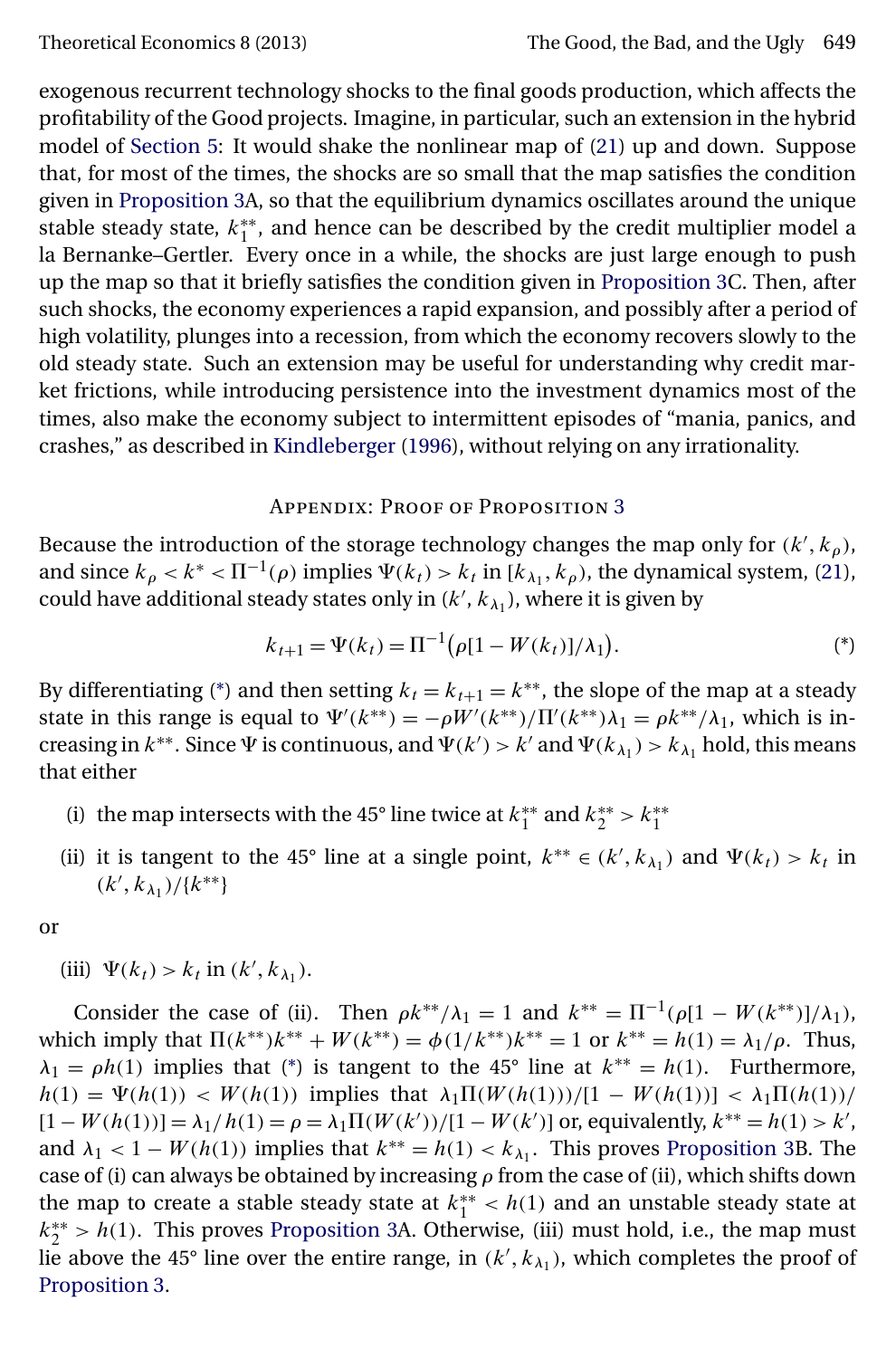exogenous recurrent technology shocks to the final goods production, which affects the profitability of the Good projects. Imagine, in particular, such an extension in the hybrid model of Section 5: It would shake the nonlinear map of (21) up and down. Suppose that, for most of the times, the shocks are so small that the map satisfies the condition given in Proposition 3A, so that the equilibrium dynamics oscillates around the unique stable steady state, $k_1^{**}$, and hence can be described by the credit multiplier model a la Bernanke–Gertler. Every once in a while, the shocks are just large enough to push up the map so that it briefly satisfies the condition given in Proposition 3C. Then, after such shocks, the economy experiences a rapid expansion, and possibly after a period of high volatility, plunges into a recession, from which the economy recovers slowly to the old steady state. Such an extension may be useful for understanding why credit market frictions, while introducing persistence into the investment dynamics most of the times, also make the economy subject to intermittent episodes of "mania, panics, and crashes," as described in Kindleberger (1996), without relying on any irrationality.

## Appendix: Proof of Proposition 3

Because the introduction of the storage technology changes the map only for $(k', k_\rho)$, and since $k_\rho < k^* < \Pi^{-1}(\rho)$ implies $\Psi(k_t) > k_t$ in $[k_{\lambda_1}, k_\rho)$, the dynamical system, (21), could have additional steady states only in $(k', k_{\lambda_1})$, where it is given by

$$k_{t+1} = \Psi(k_t) = \Pi^{-1}\big(\rho[1 - W(k_t)]/\lambda_1\big). \tag{*}$$

By differentiating (*) and then setting $k_t = k_{t+1} = k^{**}$, the slope of the map at a steady state in this range is equal to $\Psi'(k^{**}) = -\rho W'(k^{**})/\Pi'(k^{**})\lambda_1 = \rho k^{**}/\lambda_1$, which is increasing in $k^{**}$. Since $\Psi$ is continuous, and $\Psi(k') > k'$ and $\Psi(k_{\lambda_1}) > k_{\lambda_1}$ hold, this means that either

(i) the map intersects with the 45° line twice at $k_1^{**}$ and $k_2^{**} > k_1^{**}$

(ii) it is tangent to the 45° line at a single point, $k^{**} \in (k', k_{\lambda_1})$ and $\Psi(k_t) > k_t$ in $(k', k_{\lambda_1})/\{k^{**}\}$

or

(iii) $\Psi(k_t) > k_t$ in $(k', k_{\lambda_1})$.

Consider the case of (ii). Then $\rho k^{**}/\lambda_1 = 1$ and $k^{**} = \Pi^{-1}(\rho[1 - W(k^{**})]/\lambda_1)$, which imply that $\Pi(k^{**})k^{**} + W(k^{**}) = \phi(1/k^{**})k^{**} = 1$ or $k^{**} = h(1) = \lambda_1/\rho$. Thus, $\lambda_1 = \rho h(1)$ implies that (*) is tangent to the 45° line at $k^{**} = h(1)$. Furthermore, $h(1) = \Psi(h(1)) < W(h(1))$ implies that $\lambda_1\Pi(W(h(1)))/[1 - W(h(1))] < \lambda_1\Pi(h(1))/[1 - W(h(1))] = \lambda_1/h(1) = \rho = \lambda_1\Pi(W(k'))/[1 - W(k')]$ or, equivalently, $k^{**} = h(1) > k'$, and $\lambda_1 < 1 - W(h(1))$ implies that $k^{**} = h(1) < k_{\lambda_1}$. This proves Proposition 3B. The case of (i) can always be obtained by increasing $\rho$ from the case of (ii), which shifts down the map to create a stable steady state at $k_1^{**} < h(1)$ and an unstable steady state at $k_2^{**} > h(1)$. This proves Proposition 3A. Otherwise, (iii) must hold, i.e., the map must lie above the 45° line over the entire range, in $(k', k_{\lambda_1})$, which completes the proof of Proposition 3.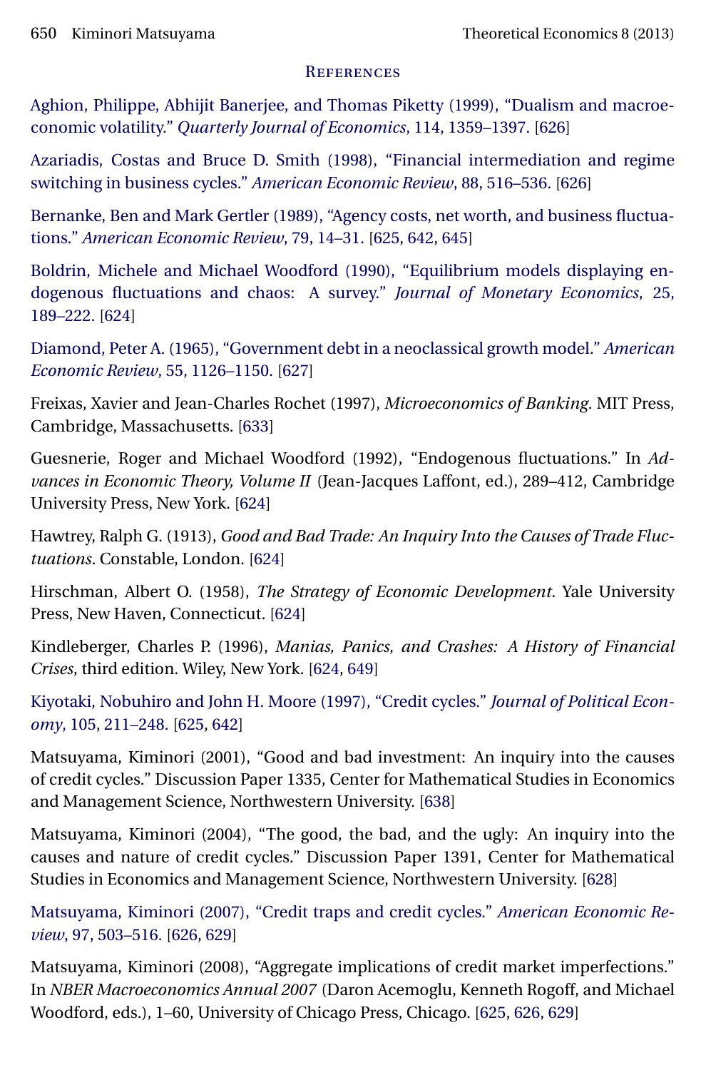## References

Aghion, Philippe, Abhijit Banerjee, and Thomas Piketty (1999), "Dualism and macroeconomic volatility." *Quarterly Journal of Economics*, 114, 1359–1397. [626]

Azariadis, Costas and Bruce D. Smith (1998), "Financial intermediation and regime switching in business cycles." *American Economic Review*, 88, 516–536. [626]

Bernanke, Ben and Mark Gertler (1989), "Agency costs, net worth, and business fluctuations." *American Economic Review*, 79, 14–31. [625, 642, 645]

Boldrin, Michele and Michael Woodford (1990), "Equilibrium models displaying endogenous fluctuations and chaos: A survey." *Journal of Monetary Economics*, 25, 189–222. [624]

Diamond, Peter A. (1965), "Government debt in a neoclassical growth model." *American Economic Review*, 55, 1126–1150. [627]

Freixas, Xavier and Jean-Charles Rochet (1997), *Microeconomics of Banking*. MIT Press, Cambridge, Massachusetts. [633]

Guesnerie, Roger and Michael Woodford (1992), "Endogenous fluctuations." In *Advances in Economic Theory, Volume II* (Jean-Jacques Laffont, ed.), 289–412, Cambridge University Press, New York. [624]

Hawtrey, Ralph G. (1913), *Good and Bad Trade: An Inquiry Into the Causes of Trade Fluctuations*. Constable, London. [624]

Hirschman, Albert O. (1958), *The Strategy of Economic Development*. Yale University Press, New Haven, Connecticut. [624]

Kindleberger, Charles P. (1996), *Manias, Panics, and Crashes: A History of Financial Crises*, third edition. Wiley, New York. [624, 649]

Kiyotaki, Nobuhiro and John H. Moore (1997), "Credit cycles." *Journal of Political Economy*, 105, 211–248. [625, 642]

Matsuyama, Kiminori (2001), "Good and bad investment: An inquiry into the causes of credit cycles." Discussion Paper 1335, Center for Mathematical Studies in Economics and Management Science, Northwestern University. [638]

Matsuyama, Kiminori (2004), "The good, the bad, and the ugly: An inquiry into the causes and nature of credit cycles." Discussion Paper 1391, Center for Mathematical Studies in Economics and Management Science, Northwestern University. [628]

Matsuyama, Kiminori (2007), "Credit traps and credit cycles." *American Economic Review*, 97, 503–516. [626, 629]

Matsuyama, Kiminori (2008), "Aggregate implications of credit market imperfections." In *NBER Macroeconomics Annual 2007* (Daron Acemoglu, Kenneth Rogoff, and Michael Woodford, eds.), 1–60, University of Chicago Press, Chicago. [625, 626, 629]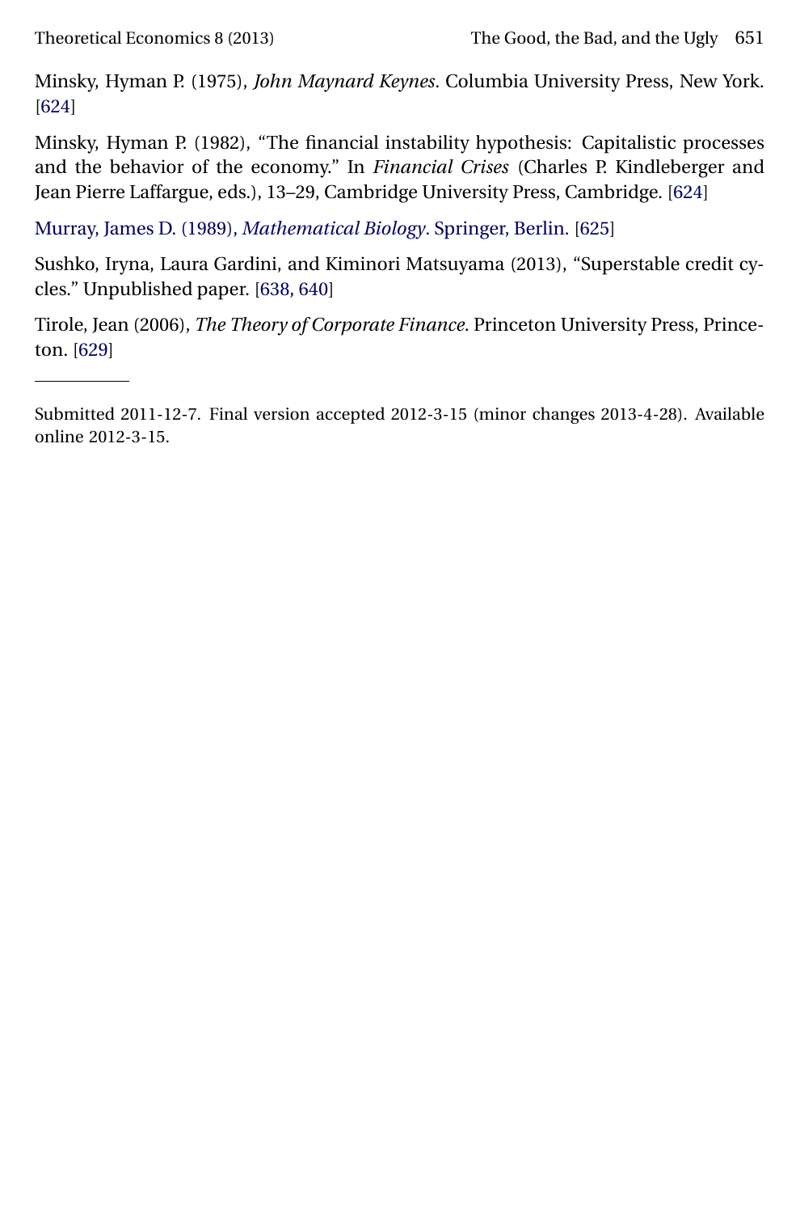Minsky, Hyman P. (1975), *John Maynard Keynes*. Columbia University Press, New York. [624]

Minsky, Hyman P. (1982), "The financial instability hypothesis: Capitalistic processes and the behavior of the economy." In *Financial Crises* (Charles P. Kindleberger and Jean Pierre Laffargue, eds.), 13–29, Cambridge University Press, Cambridge. [624]

Murray, James D. (1989), *Mathematical Biology*. Springer, Berlin. [625]

Sushko, Iryna, Laura Gardini, and Kiminori Matsuyama (2013), "Superstable credit cycles." Unpublished paper. [638, 640]

Tirole, Jean (2006), *The Theory of Corporate Finance*. Princeton University Press, Princeton. [629]

---

Submitted 2011-12-7. Final version accepted 2012-3-15 (minor changes 2013-4-28). Available online 2012-3-15.